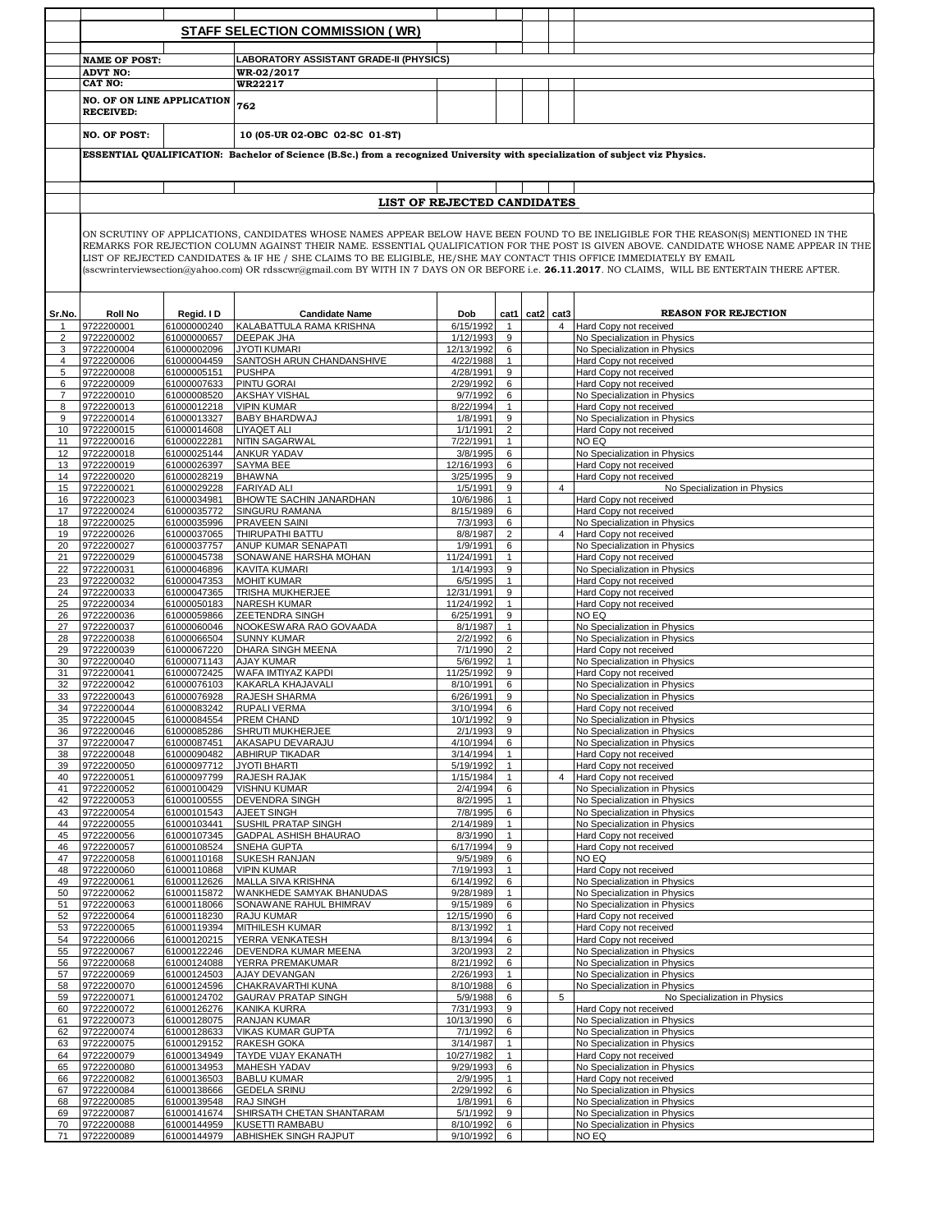# STAFF SELECTION COMMISSION ( WR)

**NAME OF POST:** LABORATORY ASSISTANT GRADE-II (PHYSICS)

**ADVT NO:** WR-02/2017

**CAT NO:** WR22217

**NO. OF ON LINE APPLICATION RECEIVED:** 762

**NO. OF POST:** 10 (05-UR 02-OBC 02-SC 01-ST)

**ESSENTIAL QUALIFICATION: Bachelor of Science (B.Sc.) from a recognized University with specialization of subject viz Physics.**

## LIST OF REJECTED CANDIDATES

ON SCRUTINY OF APPLICATIONS, CANDIDATES WHOSE NAMES APPEAR BELOW HAVE BEEN FOUND TO BE INELIGIBLE FOR THE REASON(S) MENTIONED IN THE REMARKS FOR REJECTION COLUMN AGAINST THEIR NAME. ESSENTIAL QUALIFICATION FOR THE POST IS GIVEN ABOVE. CANDIDATE WHOSE NAME APPEAR IN THE LIST OF REJECTED CANDIDATES & IF HE / SHE CLAIMS TO BE ELIGIBLE, HE/SHE MAY CONTACT THIS OFFICE IMMEDIATELY BY EMAIL (sscwrinterviewsection@yahoo.com) OR rdsscwr@gmail.com BY WITH IN 7 DAYS ON OR BEFORE i.e. **26.11.2017**. NO CLAIMS, WILL BE ENTERTAIN THERE AFTER.

| Sr.No. | Roll No | Regid. I D | Candidate Name | Dob | cat1 | cat2 | cat3 | REASON FOR REJECTION |
|---|---|---|---|---|---|---|---|---|
| 1 | 9722200001 | 61000000240 | KALABATTULA RAMA KRISHNA | 6/15/1992 | 1 | | 4 | Hard Copy not received |
| 2 | 9722200002 | 61000000657 | DEEPAK JHA | 1/12/1993 | 9 | | | No Specialization in Physics |
| 3 | 9722200004 | 61000002096 | JYOTI KUMARI | 12/13/1992 | 6 | | | No Specialization in Physics |
| 4 | 9722200006 | 61000004459 | SANTOSH ARUN CHANDANSHIVE | 4/22/1988 | 1 | | | Hard Copy not received |
| 5 | 9722200008 | 61000005151 | PUSHPA | 4/28/1991 | 9 | | | Hard Copy not received |
| 6 | 9722200009 | 61000007633 | PINTU GORAI | 2/29/1992 | 6 | | | Hard Copy not received |
| 7 | 9722200010 | 61000008520 | AKSHAY VISHAL | 9/7/1992 | 6 | | | No Specialization in Physics |
| 8 | 9722200013 | 61000012218 | VIPIN KUMAR | 8/22/1994 | 1 | | | Hard Copy not received |
| 9 | 9722200014 | 61000013327 | BABY BHARDWAJ | 1/8/1991 | 9 | | | No Specialization in Physics |
| 10 | 9722200015 | 61000014608 | LIYAQET ALI | 1/1/1991 | 2 | | | Hard Copy not received |
| 11 | 9722200016 | 61000022281 | NITIN SAGARWAL | 7/22/1991 | 1 | | | NO EQ |
| 12 | 9722200018 | 61000025144 | ANKUR YADAV | 3/8/1995 | 6 | | | No Specialization in Physics |
| 13 | 9722200019 | 61000026397 | SAYMA BEE | 12/16/1993 | 6 | | | Hard Copy not received |
| 14 | 9722200020 | 61000028219 | BHAWNA | 3/25/1995 | 9 | | | Hard Copy not received |
| 15 | 9722200021 | 61000029228 | FARIYAD ALI | 1/5/1991 | 9 | | 4 | No Specialization in Physics |
| 16 | 9722200023 | 61000034981 | BHOWTE SACHIN JANARDHAN | 10/6/1986 | 1 | | | Hard Copy not received |
| 17 | 9722200024 | 61000035772 | SINGURU RAMANA | 8/15/1989 | 6 | | | Hard Copy not received |
| 18 | 9722200025 | 61000035996 | PRAVEEN SAINI | 7/3/1993 | 6 | | | No Specialization in Physics |
| 19 | 9722200026 | 61000037065 | THIRUPATHI BATTU | 8/8/1987 | 2 | | 4 | Hard Copy not received |
| 20 | 9722200027 | 61000037757 | ANUP KUMAR SENAPATI | 1/9/1991 | 6 | | | No Specialization in Physics |
| 21 | 9722200029 | 61000045738 | SONAWANE HARSHA MOHAN | 11/24/1991 | 1 | | | Hard Copy not received |
| 22 | 9722200031 | 61000046896 | KAVITA KUMARI | 1/14/1993 | 9 | | | No Specialization in Physics |
| 23 | 9722200032 | 61000047353 | MOHIT KUMAR | 6/5/1995 | 1 | | | Hard Copy not received |
| 24 | 9722200033 | 61000047365 | TRISHA MUKHERJEE | 12/31/1991 | 9 | | | Hard Copy not received |
| 25 | 9722200034 | 61000050183 | NARESH KUMAR | 11/24/1992 | 1 | | | Hard Copy not received |
| 26 | 9722200036 | 61000059866 | ZEETENDRA SINGH | 6/25/1991 | 9 | | | NO EQ |
| 27 | 9722200037 | 61000060046 | NOOKESWARA RAO GOVAADA | 8/1/1987 | 1 | | | No Specialization in Physics |
| 28 | 9722200038 | 61000066504 | SUNNY KUMAR | 2/2/1992 | 6 | | | No Specialization in Physics |
| 29 | 9722200039 | 61000067220 | DHARA SINGH MEENA | 7/1/1990 | 2 | | | Hard Copy not received |
| 30 | 9722200040 | 61000071143 | AJAY KUMAR | 5/6/1992 | 1 | | | No Specialization in Physics |
| 31 | 9722200041 | 61000072425 | WAFA IMTIYAZ KAPDI | 11/25/1992 | 9 | | | Hard Copy not received |
| 32 | 9722200042 | 61000076103 | KAKARLA KHAJAVALI | 8/10/1991 | 6 | | | No Specialization in Physics |
| 33 | 9722200043 | 61000076928 | RAJESH SHARMA | 6/26/1991 | 9 | | | No Specialization in Physics |
| 34 | 9722200044 | 61000083242 | RUPALI VERMA | 3/10/1994 | 6 | | | Hard Copy not received |
| 35 | 9722200045 | 61000084554 | PREM CHAND | 10/1/1992 | 9 | | | No Specialization in Physics |
| 36 | 9722200046 | 61000085286 | SHRUTI MUKHERJEE | 2/1/1993 | 9 | | | No Specialization in Physics |
| 37 | 9722200047 | 61000087451 | AKASAPU DEVARAJU | 4/10/1994 | 6 | | | No Specialization in Physics |
| 38 | 9722200048 | 61000090482 | ABHIRUP TIKADAR | 3/14/1994 | 1 | | | Hard Copy not received |
| 39 | 9722200050 | 61000097712 | JYOTI BHARTI | 5/19/1992 | 1 | | | Hard Copy not received |
| 40 | 9722200051 | 61000097799 | RAJESH RAJAK | 1/15/1984 | 1 | | 4 | Hard Copy not received |
| 41 | 9722200052 | 61000100429 | VISHNU KUMAR | 2/4/1994 | 6 | | | No Specialization in Physics |
| 42 | 9722200053 | 61000100555 | DEVENDRA SINGH | 8/2/1995 | 1 | | | No Specialization in Physics |
| 43 | 9722200054 | 61000101543 | AJEET SINGH | 7/8/1995 | 6 | | | No Specialization in Physics |
| 44 | 9722200055 | 61000103441 | SUSHIL PRATAP SINGH | 2/14/1989 | 1 | | | No Specialization in Physics |
| 45 | 9722200056 | 61000107345 | GADPAL ASHISH BHAURAO | 8/3/1990 | 1 | | | Hard Copy not received |
| 46 | 9722200057 | 61000108524 | SNEHA GUPTA | 6/17/1994 | 9 | | | Hard Copy not received |
| 47 | 9722200058 | 61000110168 | SUKESH RANJAN | 9/5/1989 | 6 | | | NO EQ |
| 48 | 9722200060 | 61000110868 | VIPIN KUMAR | 7/19/1993 | 1 | | | Hard Copy not received |
| 49 | 9722200061 | 61000112626 | MALLA SIVA KRISHNA | 6/14/1992 | 6 | | | No Specialization in Physics |
| 50 | 9722200062 | 61000115872 | WANKHEDE SAMYAK BHANUDAS | 9/28/1989 | 1 | | | No Specialization in Physics |
| 51 | 9722200063 | 61000118066 | SONAWANE RAHUL BHIMRAV | 9/15/1989 | 6 | | | No Specialization in Physics |
| 52 | 9722200064 | 61000118230 | RAJU KUMAR | 12/15/1990 | 6 | | | Hard Copy not received |
| 53 | 9722200065 | 61000119394 | MITHILESH KUMAR | 8/13/1992 | 1 | | | Hard Copy not received |
| 54 | 9722200066 | 61000120215 | YERRA VENKATESH | 8/13/1994 | 6 | | | Hard Copy not received |
| 55 | 9722200067 | 61000122246 | DEVENDRA KUMAR MEENA | 3/20/1993 | 2 | | | No Specialization in Physics |
| 56 | 9722200068 | 61000124088 | YERRA PREMAKUMAR | 8/21/1992 | 6 | | | No Specialization in Physics |
| 57 | 9722200069 | 61000124503 | AJAY DEVANGAN | 2/26/1993 | 1 | | | No Specialization in Physics |
| 58 | 9722200070 | 61000124596 | CHAKRAVARTHI KUNA | 8/10/1988 | 6 | | | No Specialization in Physics |
| 59 | 9722200071 | 61000124702 | GAURAV PRATAP SINGH | 5/9/1988 | 6 | | 5 | No Specialization in Physics |
| 60 | 9722200072 | 61000126276 | KANIKA KURRA | 7/31/1993 | 9 | | | Hard Copy not received |
| 61 | 9722200073 | 61000128075 | RANJAN KUMAR | 10/13/1990 | 6 | | | No Specialization in Physics |
| 62 | 9722200074 | 61000128633 | VIKAS KUMAR GUPTA | 7/1/1992 | 6 | | | No Specialization in Physics |
| 63 | 9722200075 | 61000129152 | RAKESH GOKA | 3/14/1987 | 1 | | | No Specialization in Physics |
| 64 | 9722200079 | 61000134949 | TAYDE VIJAY EKANATH | 10/27/1982 | 1 | | | Hard Copy not received |
| 65 | 9722200080 | 61000134953 | MAHESH YADAV | 9/29/1993 | 6 | | | No Specialization in Physics |
| 66 | 9722200082 | 61000136503 | BABLU KUMAR | 2/9/1995 | 1 | | | Hard Copy not received |
| 67 | 9722200084 | 61000138666 | GEDELA SRINU | 2/29/1992 | 6 | | | No Specialization in Physics |
| 68 | 9722200085 | 61000139548 | RAJ SINGH | 1/8/1991 | 6 | | | No Specialization in Physics |
| 69 | 9722200087 | 61000141674 | SHIRSATH CHETAN SHANTARAM | 5/1/1992 | 9 | | | No Specialization in Physics |
| 70 | 9722200088 | 61000144959 | KUSETTI RAMBABU | 8/10/1992 | 6 | | | No Specialization in Physics |
| 71 | 9722200089 | 61000144979 | ABHISHEK SINGH RAJPUT | 9/10/1992 | 6 | | | NO EQ |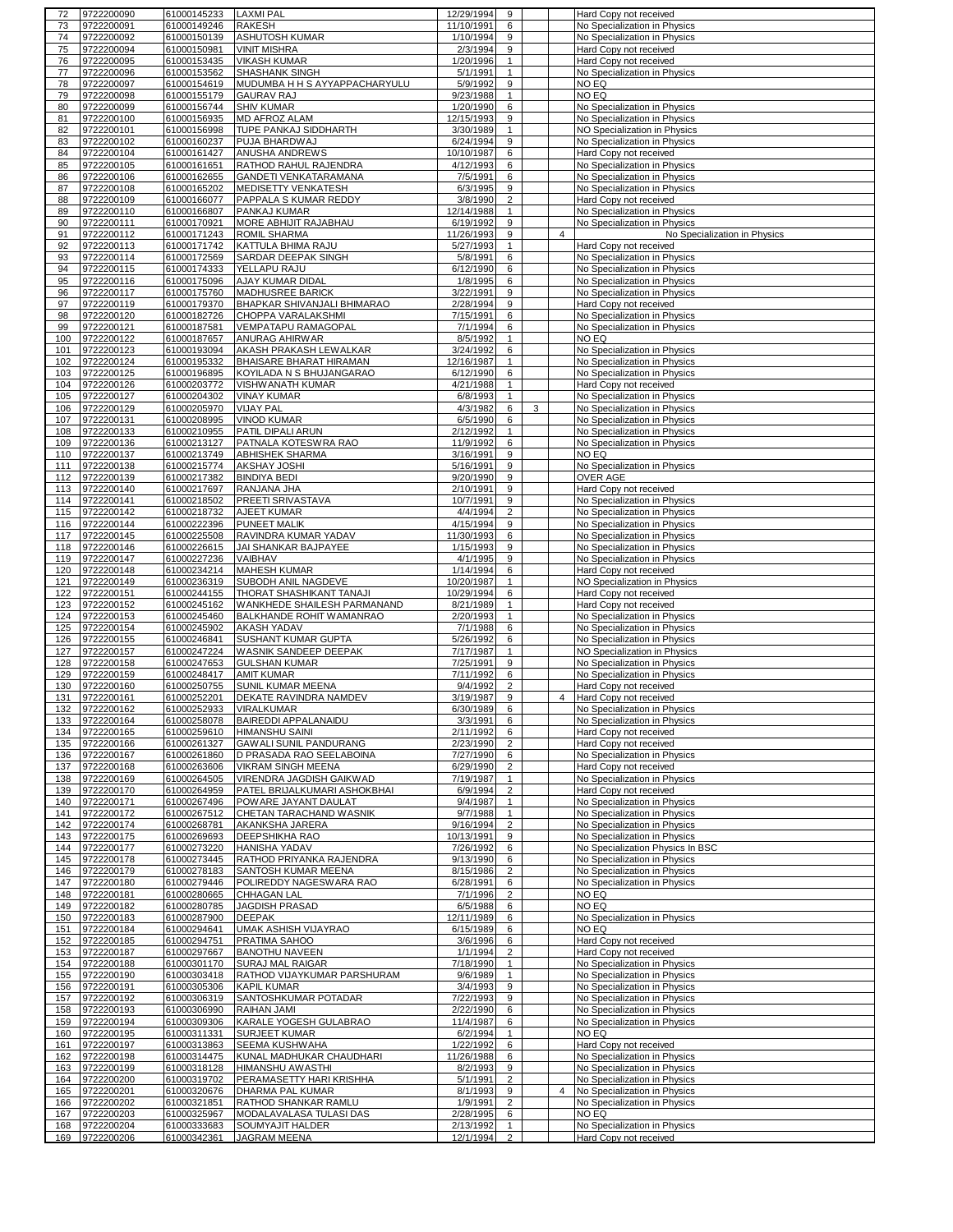| | | | | | | | | |
|---|---|---|---|---|---|---|---|---|
| 72 | 9722200090 | 61000145233 | LAXMI PAL | 12/29/1994 | 9 | | | Hard Copy not received |
| 73 | 9722200091 | 61000149246 | RAKESH | 11/10/1991 | 6 | | | No Specialization in Physics |
| 74 | 9722200092 | 61000150139 | ASHUTOSH KUMAR | 1/10/1994 | 9 | | | No Specialization in Physics |
| 75 | 9722200094 | 61000150981 | VINIT MISHRA | 2/3/1994 | 9 | | | Hard Copy not received |
| 76 | 9722200095 | 61000153435 | VIKASH KUMAR | 1/20/1996 | 1 | | | Hard Copy not received |
| 77 | 9722200096 | 61000153562 | SHASHANK SINGH | 5/1/1991 | 1 | | | No Specialization in Physics |
| 78 | 9722200097 | 61000154619 | MUDUMBA H H S AYYAPPACHARYULU | 5/9/1992 | 9 | | | NO EQ |
| 79 | 9722200098 | 61000155179 | GAURAV RAJ | 9/23/1988 | 1 | | | NO EQ |
| 80 | 9722200099 | 61000156744 | SHIV KUMAR | 1/20/1990 | 6 | | | No Specialization in Physics |
| 81 | 9722200100 | 61000156935 | MD AFROZ ALAM | 12/15/1993 | 9 | | | No Specialization in Physics |
| 82 | 9722200101 | 61000156998 | TUPE PANKAJ SIDDHARTH | 3/30/1989 | 1 | | | NO Specialization in Physics |
| 83 | 9722200102 | 61000160237 | PUJA BHARDWAJ | 6/24/1994 | 9 | | | No Specialization in Physics |
| 84 | 9722200104 | 61000161427 | ANUSHA ANDREWS | 10/10/1987 | 6 | | | Hard Copy not received |
| 85 | 9722200105 | 61000161651 | RATHOD RAHUL RAJENDRA | 4/12/1993 | 6 | | | No Specialization in Physics |
| 86 | 9722200106 | 61000162655 | GANDETI VENKATARAMANA | 7/5/1991 | 6 | | | No Specialization in Physics |
| 87 | 9722200108 | 61000165202 | MEDISETTY VENKATESH | 6/3/1995 | 9 | | | No Specialization in Physics |
| 88 | 9722200109 | 61000166077 | PAPPALA S KUMAR REDDY | 3/8/1990 | 2 | | | Hard Copy not received |
| 89 | 9722200110 | 61000166807 | PANKAJ KUMAR | 12/14/1988 | 1 | | | No Specialization in Physics |
| 90 | 9722200111 | 61000170921 | MORE ABHIJIT RAJABHAU | 6/19/1992 | 9 | | | No Specialization in Physics |
| 91 | 9722200112 | 61000171243 | ROMIL SHARMA | 11/26/1993 | 9 | | 4 | No Specialization in Physics |
| 92 | 9722200113 | 61000171742 | KATTULA BHIMA RAJU | 5/27/1993 | 1 | | | Hard Copy not received |
| 93 | 9722200114 | 61000172569 | SARDAR DEEPAK SINGH | 5/8/1991 | 6 | | | No Specialization in Physics |
| 94 | 9722200115 | 61000174333 | YELLAPU RAJU | 6/12/1990 | 6 | | | No Specialization in Physics |
| 95 | 9722200116 | 61000175096 | AJAY KUMAR DIDAL | 1/8/1995 | 6 | | | No Specialization in Physics |
| 96 | 9722200117 | 61000175760 | MADHUSREE BARICK | 3/22/1991 | 9 | | | No Specialization in Physics |
| 97 | 9722200119 | 61000179370 | BHAPKAR SHIVANJALI BHIMARAO | 2/28/1994 | 9 | | | Hard Copy not received |
| 98 | 9722200120 | 61000182726 | CHOPPA VARALAKSHMI | 7/15/1991 | 6 | | | No Specialization in Physics |
| 99 | 9722200121 | 61000187581 | VEMPATAPU RAMAGOPAL | 7/1/1994 | 6 | | | No Specialization in Physics |
| 100 | 9722200122 | 61000187657 | ANURAG AHIRWAR | 8/5/1992 | 1 | | | NO EQ |
| 101 | 9722200123 | 61000193094 | AKASH PRAKASH LEWALKAR | 3/24/1992 | 6 | | | No Specialization in Physics |
| 102 | 9722200124 | 61000195332 | BHAISARE BHARAT HIRAMAN | 12/16/1987 | 1 | | | No Specialization in Physics |
| 103 | 9722200125 | 61000196895 | KOYILADA N S BHUJANGARAO | 6/12/1990 | 6 | | | No Specialization in Physics |
| 104 | 9722200126 | 61000203772 | VISHWANATH KUMAR | 4/21/1988 | 1 | | | Hard Copy not received |
| 105 | 9722200127 | 61000204302 | VINAY KUMAR | 6/8/1993 | 1 | | | No Specialization in Physics |
| 106 | 9722200129 | 61000205970 | VIJAY PAL | 4/3/1982 | 6 | 3 | | No Specialization in Physics |
| 107 | 9722200131 | 61000208995 | VINOD KUMAR | 6/5/1990 | 6 | | | No Specialization in Physics |
| 108 | 9722200133 | 61000210955 | PATIL DIPALI ARUN | 2/12/1992 | 1 | | | No Specialization in Physics |
| 109 | 9722200136 | 61000213127 | PATNALA KOTESWRA RAO | 11/9/1992 | 6 | | | No Specialization in Physics |
| 110 | 9722200137 | 61000213749 | ABHISHEK SHARMA | 3/16/1991 | 9 | | | NO EQ |
| 111 | 9722200138 | 61000215774 | AKSHAY JOSHI | 5/16/1991 | 9 | | | No Specialization in Physics |
| 112 | 9722200139 | 61000217382 | BINDIYA BEDI | 9/20/1990 | 9 | | | OVER AGE |
| 113 | 9722200140 | 61000217697 | RANJANA JHA | 2/10/1991 | 9 | | | Hard Copy not received |
| 114 | 9722200141 | 61000218502 | PREETI SRIVASTAVA | 10/7/1991 | 9 | | | No Specialization in Physics |
| 115 | 9722200142 | 61000218732 | AJEET KUMAR | 4/4/1994 | 2 | | | No Specialization in Physics |
| 116 | 9722200144 | 61000222396 | PUNEET MALIK | 4/15/1994 | 9 | | | No Specialization in Physics |
| 117 | 9722200145 | 61000225508 | RAVINDRA KUMAR YADAV | 11/30/1993 | 6 | | | No Specialization in Physics |
| 118 | 9722200146 | 61000226615 | JAI SHANKAR BAJPAYEE | 1/15/1993 | 9 | | | No Specialization in Physics |
| 119 | 9722200147 | 61000227236 | VAIBHAV | 4/1/1995 | 9 | | | No Specialization in Physics |
| 120 | 9722200148 | 61000234214 | MAHESH KUMAR | 1/14/1994 | 6 | | | Hard Copy not received |
| 121 | 9722200149 | 61000236319 | SUBODH ANIL NAGDEVE | 10/20/1987 | 1 | | | NO Specialization in Physics |
| 122 | 9722200151 | 61000244155 | THORAT SHASHIKANT TANAJI | 10/29/1994 | 6 | | | Hard Copy not received |
| 123 | 9722200152 | 61000245162 | WANKHEDE SHAILESH PARMANAND | 8/21/1989 | 1 | | | Hard Copy not received |
| 124 | 9722200153 | 61000245460 | BALKHANDE ROHIT WAMANRAO | 2/20/1993 | 1 | | | No Specialization in Physics |
| 125 | 9722200154 | 61000245902 | AKASH YADAV | 7/1/1988 | 6 | | | No Specialization in Physics |
| 126 | 9722200155 | 61000246841 | SUSHANT KUMAR GUPTA | 5/26/1992 | 6 | | | No Specialization in Physics |
| 127 | 9722200157 | 61000247224 | WASNIK SANDEEP DEEPAK | 7/17/1987 | 1 | | | NO Specialization in Physics |
| 128 | 9722200158 | 61000247653 | GULSHAN KUMAR | 7/25/1991 | 9 | | | No Specialization in Physics |
| 129 | 9722200159 | 61000248417 | AMIT KUMAR | 7/11/1992 | 6 | | | No Specialization in Physics |
| 130 | 9722200160 | 61000250755 | SUNIL KUMAR MEENA | 9/4/1992 | 2 | | | Hard Copy not received |
| 131 | 9722200161 | 61000252201 | DEKATE RAVINDRA NAMDEV | 3/19/1987 | 9 | | 4 | Hard Copy not received |
| 132 | 9722200162 | 61000252933 | VIRALKUMAR | 6/30/1989 | 6 | | | No Specialization in Physics |
| 133 | 9722200164 | 61000258078 | BAIREDDI APPALANAIDU | 3/3/1991 | 6 | | | No Specialization in Physics |
| 134 | 9722200165 | 61000259610 | HIMANSHU SAINI | 2/11/1992 | 6 | | | Hard Copy not received |
| 135 | 9722200166 | 61000261327 | GAWALI SUNIL PANDURANG | 2/23/1990 | 2 | | | Hard Copy not received |
| 136 | 9722200167 | 61000261860 | D PRASADA RAO SEELABOINA | 7/27/1990 | 6 | | | No Specialization in Physics |
| 137 | 9722200168 | 61000263606 | VIKRAM SINGH MEENA | 6/29/1990 | 2 | | | Hard Copy not received |
| 138 | 9722200169 | 61000264505 | VIRENDRA JAGDISH GAIKWAD | 7/19/1987 | 1 | | | No Specialization in Physics |
| 139 | 9722200170 | 61000264959 | PATEL BRIJALKUMARI ASHOKBHAI | 6/9/1994 | 2 | | | Hard Copy not received |
| 140 | 9722200171 | 61000267496 | POWARE JAYANT DAULAT | 9/4/1987 | 1 | | | No Specialization in Physics |
| 141 | 9722200172 | 61000267512 | CHETAN TARACHAND WASNIK | 9/7/1988 | 1 | | | No Specialization in Physics |
| 142 | 9722200174 | 61000268781 | AKANKSHA JARERA | 9/16/1994 | 2 | | | No Specialization in Physics |
| 143 | 9722200175 | 61000269693 | DEEPSHIKHA RAO | 10/13/1991 | 9 | | | No Specialization in Physics |
| 144 | 9722200177 | 61000273220 | HANISHA YADAV | 7/26/1992 | 6 | | | No Specialization Physics In BSC |
| 145 | 9722200178 | 61000273445 | RATHOD PRIYANKA RAJENDRA | 9/13/1990 | 6 | | | No Specialization in Physics |
| 146 | 9722200179 | 61000278183 | SANTOSH KUMAR MEENA | 8/15/1986 | 2 | | | No Specialization in Physics |
| 147 | 9722200180 | 61000279446 | POLIREDDY NAGESWARA RAO | 6/28/1991 | 6 | | | No Specialization in Physics |
| 148 | 9722200181 | 61000280665 | CHHAGAN LAL | 7/1/1996 | 2 | | | NO EQ |
| 149 | 9722200182 | 61000280785 | JAGDISH PRASAD | 6/5/1988 | 6 | | | NO EQ |
| 150 | 9722200183 | 61000287900 | DEEPAK | 12/11/1989 | 6 | | | No Specialization in Physics |
| 151 | 9722200184 | 61000294641 | UMAK ASHISH VIJAYRAO | 6/15/1989 | 6 | | | NO EQ |
| 152 | 9722200185 | 61000294751 | PRATIMA SAHOO | 3/6/1996 | 6 | | | Hard Copy not received |
| 153 | 9722200187 | 61000297667 | BANOTHU NAVEEN | 1/1/1994 | 2 | | | Hard Copy not received |
| 154 | 9722200188 | 61000301170 | SURAJ MAL RAIGAR | 7/18/1990 | 1 | | | No Specialization in Physics |
| 155 | 9722200190 | 61000303418 | RATHOD VIJAYKUMAR PARSHURAM | 9/6/1989 | 1 | | | No Specialization in Physics |
| 156 | 9722200191 | 61000305306 | KAPIL KUMAR | 3/4/1993 | 9 | | | No Specialization in Physics |
| 157 | 9722200192 | 61000306319 | SANTOSHKUMAR POTADAR | 7/22/1993 | 9 | | | No Specialization in Physics |
| 158 | 9722200193 | 61000306990 | RAIHAN JAMI | 2/22/1990 | 6 | | | No Specialization in Physics |
| 159 | 9722200194 | 61000309306 | KARALE YOGESH GULABRAO | 11/4/1987 | 6 | | | No Specialization in Physics |
| 160 | 9722200195 | 61000311331 | SURJEET KUMAR | 6/2/1994 | 1 | | | NO EQ |
| 161 | 9722200197 | 61000313863 | SEEMA KUSHWAHA | 1/22/1992 | 6 | | | Hard Copy not received |
| 162 | 9722200198 | 61000314475 | KUNAL MADHUKAR CHAUDHARI | 11/26/1988 | 6 | | | No Specialization in Physics |
| 163 | 9722200199 | 61000318128 | HIMANSHU AWASTHI | 8/2/1993 | 9 | | | No Specialization in Physics |
| 164 | 9722200200 | 61000319702 | PERAMASETTY HARI KRISHHA | 5/1/1991 | 2 | | | No Specialization in Physics |
| 165 | 9722200201 | 61000320676 | DHARMA PAL KUMAR | 8/1/1993 | 9 | | 4 | No Specialization in Physics |
| 166 | 9722200202 | 61000321851 | RATHOD SHANKAR RAMLU | 1/9/1991 | 2 | | | No Specialization in Physics |
| 167 | 9722200203 | 61000325967 | MODALAVALASA TULASI DAS | 2/28/1995 | 6 | | | NO EQ |
| 168 | 9722200204 | 61000333683 | SOUMYAJIT HALDER | 2/13/1992 | 1 | | | No Specialization in Physics |
| 169 | 9722200206 | 61000342361 | JAGRAM MEENA | 12/1/1994 | 2 | | | Hard Copy not received |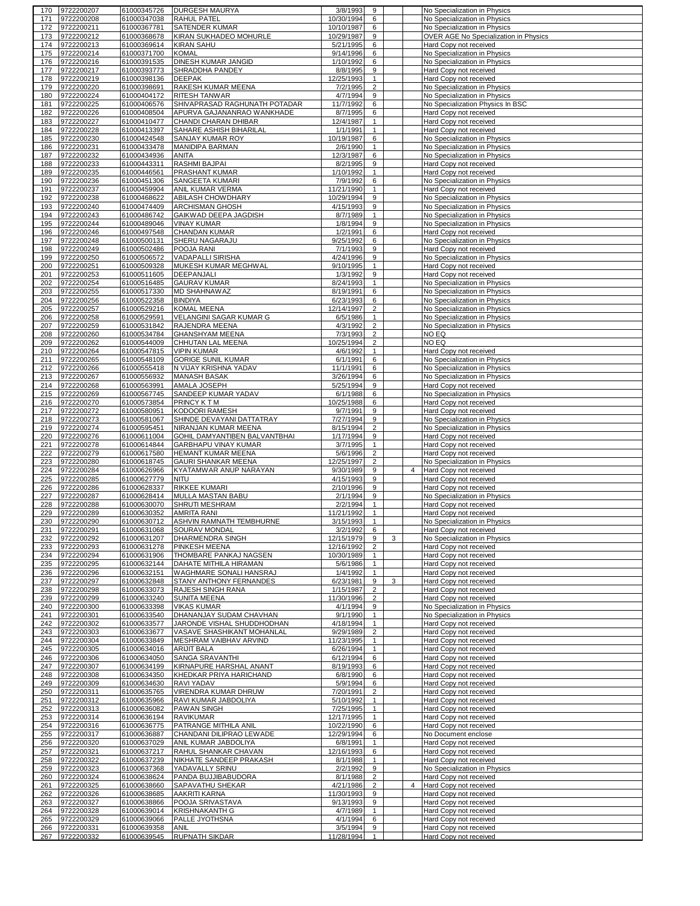| 170 | 9722200207 | 61000345726 | DURGESH MAURYA | 3/8/1993 | 9 | | | No Specialization in Physics |
|---|---|---|---|---|---|---|---|---|
| 171 | 9722200208 | 61000347038 | RAHUL PATEL | 10/30/1994 | 6 | | | No Specialization in Physics |
| 172 | 9722200211 | 61000367781 | SATENDER KUMAR | 10/10/1987 | 6 | | | No Specialization in Physics |
| 173 | 9722200212 | 61000368678 | KIRAN SUKHADEO MOHURLE | 10/29/1987 | 9 | | | OVER AGE No Specialization in Physics |
| 174 | 9722200213 | 61000369614 | KIRAN SAHU | 5/21/1995 | 6 | | | Hard Copy not received |
| 175 | 9722200214 | 61000371700 | KOMAL | 9/14/1996 | 6 | | | No Specialization in Physics |
| 176 | 9722200216 | 61000391535 | DINESH KUMAR JANGID | 1/10/1992 | 6 | | | No Specialization in Physics |
| 177 | 9722200217 | 61000393773 | SHRADDHA PANDEY | 8/8/1995 | 9 | | | Hard Copy not received |
| 178 | 9722200219 | 61000398136 | DEEPAK | 12/25/1993 | 1 | | | Hard Copy not received |
| 179 | 9722200220 | 61000398691 | RAKESH KUMAR MEENA | 7/2/1995 | 2 | | | No Specialization in Physics |
| 180 | 9722200224 | 61000404172 | RITESH TANWAR | 4/7/1994 | 9 | | | No Specialization in Physics |
| 181 | 9722200225 | 61000406576 | SHIVAPRASAD RAGHUNATH POTADAR | 11/7/1992 | 6 | | | No Specialization Physics In BSC |
| 182 | 9722200226 | 61000408504 | APURVA GAJANANRAO WANKHADE | 8/7/1995 | 6 | | | Hard Copy not received |
| 183 | 9722200227 | 61000410477 | CHANDI CHARAN DHIBAR | 12/4/1987 | 1 | | | Hard Copy not received |
| 184 | 9722200228 | 61000413397 | SAHARE ASHISH BIHARILAL | 1/1/1991 | 1 | | | Hard Copy not received |
| 185 | 9722200230 | 61000424548 | SANJAY KUMAR ROY | 10/19/1987 | 6 | | | No Specialization in Physics |
| 186 | 9722200231 | 61000433478 | MANIDIPA BARMAN | 2/6/1990 | 1 | | | No Specialization in Physics |
| 187 | 9722200232 | 61000434936 | ANITA | 12/3/1987 | 6 | | | No Specialization in Physics |
| 188 | 9722200233 | 61000443311 | RASHMI BAJPAI | 8/2/1995 | 9 | | | Hard Copy not received |
| 189 | 9722200235 | 61000446561 | PRASHANT KUMAR | 1/10/1992 | 1 | | | Hard Copy not received |
| 190 | 9722200236 | 61000451306 | SANGEETA KUMARI | 7/9/1992 | 6 | | | No Specialization in Physics |
| 191 | 9722200237 | 61000459904 | ANIL KUMAR VERMA | 11/21/1990 | 1 | | | Hard Copy not received |
| 192 | 9722200238 | 61000468622 | ABILASH CHOWDHARY | 10/29/1994 | 9 | | | No Specialization in Physics |
| 193 | 9722200240 | 61000474409 | ARCHISMAN GHOSH | 4/15/1993 | 9 | | | No Specialization in Physics |
| 194 | 9722200243 | 61000486742 | GAIKWAD DEEPA JAGDISH | 8/7/1989 | 1 | | | No Specialization in Physics |
| 195 | 9722200244 | 61000489046 | VINAY KUMAR | 1/8/1994 | 9 | | | No Specialization in Physics |
| 196 | 9722200246 | 61000497548 | CHANDAN KUMAR | 1/2/1991 | 6 | | | Hard Copy not received |
| 197 | 9722200248 | 61000500131 | SHERU NAGARAJU | 9/25/1992 | 6 | | | No Specialization in Physics |
| 198 | 9722200249 | 61000502486 | POOJA RANI | 7/1/1993 | 9 | | | Hard Copy not received |
| 199 | 9722200250 | 61000506572 | VADAPALLI SIRISHA | 4/24/1996 | 9 | | | No Specialization in Physics |
| 200 | 9722200251 | 61000509328 | MUKESH KUMAR MEGHWAL | 9/10/1995 | 1 | | | Hard Copy not received |
| 201 | 9722200253 | 61000511605 | DEEPANJALI | 1/3/1992 | 9 | | | Hard Copy not received |
| 202 | 9722200254 | 61000516485 | GAURAV KUMAR | 8/24/1993 | 1 | | | No Specialization in Physics |
| 203 | 9722200255 | 61000517330 | MD SHAHNAWAZ | 8/19/1991 | 6 | | | No Specialization in Physics |
| 204 | 9722200256 | 61000522358 | BINDIYA | 6/23/1993 | 6 | | | No Specialization in Physics |
| 205 | 9722200257 | 61000529216 | KOMAL MEENA | 12/14/1997 | 2 | | | No Specialization in Physics |
| 206 | 9722200258 | 61000529591 | VELANGINI SAGAR KUMAR G | 6/5/1986 | 1 | | | No Specialization in Physics |
| 207 | 9722200259 | 61000531842 | RAJENDRA MEENA | 4/3/1992 | 2 | | | No Specialization in Physics |
| 208 | 9722200260 | 61000534784 | GHANSHYAM MEENA | 7/3/1993 | 2 | | | NO EQ |
| 209 | 9722200262 | 61000544009 | CHHUTAN LAL MEENA | 10/25/1994 | 2 | | | NO EQ |
| 210 | 9722200264 | 61000547815 | VIPIN KUMAR | 4/6/1992 | 1 | | | Hard Copy not received |
| 211 | 9722200265 | 61000548109 | GORIGE SUNIL KUMAR | 6/1/1991 | 6 | | | No Specialization in Physics |
| 212 | 9722200266 | 61000555418 | N VIJAY KRISHNA YADAV | 11/1/1991 | 6 | | | No Specialization in Physics |
| 213 | 9722200267 | 61000556932 | MANASH BASAK | 3/26/1994 | 6 | | | No Specialization in Physics |
| 214 | 9722200268 | 61000563991 | AMALA JOSEPH | 5/25/1994 | 9 | | | Hard Copy not received |
| 215 | 9722200269 | 61000567745 | SANDEEP KUMAR YADAV | 6/1/1988 | 6 | | | No Specialization in Physics |
| 216 | 9722200270 | 61000573854 | PRINCY K T M | 10/25/1988 | 6 | | | Hard Copy not received |
| 217 | 9722200272 | 61000580951 | KODOORI RAMESH | 9/7/1991 | 9 | | | Hard Copy not received |
| 218 | 9722200273 | 61000581067 | SHINDE DEVAYANI DATTATRAY | 7/27/1994 | 9 | | | No Specialization in Physics |
| 219 | 9722200274 | 61000595451 | NIRANJAN KUMAR MEENA | 8/15/1994 | 2 | | | No Specialization in Physics |
| 220 | 9722200276 | 61000611004 | GOHIL DAMYANTIBEN BALVANTBHAI | 1/17/1994 | 9 | | | Hard Copy not received |
| 221 | 9722200278 | 61000614844 | GARBHAPU VINAY KUMAR | 3/7/1995 | 1 | | | Hard Copy not received |
| 222 | 9722200279 | 61000617580 | HEMANT KUMAR MEENA | 5/6/1996 | 2 | | | Hard Copy not received |
| 223 | 9722200280 | 61000618745 | GAURI SHANKAR MEENA | 12/25/1997 | 2 | | | No Specialization in Physics |
| 224 | 9722200284 | 61000626966 | KYATAMWAR ANUP NARAYAN | 9/30/1989 | 9 | | 4 | Hard Copy not received |
| 225 | 9722200285 | 61000627779 | NITU | 4/15/1993 | 9 | | | Hard Copy not received |
| 226 | 9722200286 | 61000628337 | RIKKEE KUMARI | 2/10/1996 | 9 | | | Hard Copy not received |
| 227 | 9722200287 | 61000628414 | MULLA MASTAN BABU | 2/1/1994 | 9 | | | No Specialization in Physics |
| 228 | 9722200288 | 61000630070 | SHRUTI MESHRAM | 2/2/1994 | 1 | | | Hard Copy not received |
| 229 | 9722200289 | 61000630352 | AMRITA RANI | 11/21/1992 | 1 | | | Hard Copy not received |
| 230 | 9722200290 | 61000630712 | ASHVIN RAMNATH TEMBHURNE | 3/15/1993 | 1 | | | No Specialization in Physics |
| 231 | 9722200291 | 61000631068 | SOURAV MONDAL | 3/2/1992 | 6 | | | Hard Copy not received |
| 232 | 9722200292 | 61000631207 | DHARMENDRA SINGH | 12/15/1979 | 9 | 3 | | No Specialization in Physics |
| 233 | 9722200293 | 61000631278 | PINKESH MEENA | 12/16/1992 | 2 | | | Hard Copy not received |
| 234 | 9722200294 | 61000631906 | THOMBARE PANKAJ NAGSEN | 10/30/1989 | 1 | | | Hard Copy not received |
| 235 | 9722200295 | 61000632144 | DAHATE MITHILA HIRAMAN | 5/6/1986 | 1 | | | Hard Copy not received |
| 236 | 9722200296 | 61000632151 | WAGHMARE SONALI HANSRAJ | 1/4/1992 | 1 | | | Hard Copy not received |
| 237 | 9722200297 | 61000632848 | STANY ANTHONY FERNANDES | 6/23/1981 | 9 | 3 | | Hard Copy not received |
| 238 | 9722200298 | 61000633073 | RAJESH SINGH RANA | 1/15/1987 | 2 | | | Hard Copy not received |
| 239 | 9722200299 | 61000633240 | SUNITA MEENA | 11/30/1996 | 2 | | | Hard Copy not received |
| 240 | 9722200300 | 61000633398 | VIKAS KUMAR | 4/1/1994 | 9 | | | No Specialization in Physics |
| 241 | 9722200301 | 61000633540 | DHANANJAY SUDAM CHAVHAN | 9/1/1990 | 1 | | | No Specialization in Physics |
| 242 | 9722200302 | 61000633577 | JARONDE VISHAL SHUDDHODHAN | 4/18/1994 | 1 | | | Hard Copy not received |
| 243 | 9722200303 | 61000633677 | VASAVE SHASHIKANT MOHANLAL | 9/29/1989 | 2 | | | Hard Copy not received |
| 244 | 9722200304 | 61000633849 | MESHRAM VAIBHAV ARVIND | 11/23/1995 | 1 | | | Hard Copy not received |
| 245 | 9722200305 | 61000634016 | ARIJIT BALA | 6/26/1994 | 1 | | | Hard Copy not received |
| 246 | 9722200306 | 61000634050 | SANGA SRAVANTHI | 6/12/1994 | 6 | | | Hard Copy not received |
| 247 | 9722200307 | 61000634199 | KIRNAPURE HARSHAL ANANT | 8/19/1993 | 6 | | | Hard Copy not received |
| 248 | 9722200308 | 61000634350 | KHEDKAR PRIYA HARICHAND | 6/8/1990 | 6 | | | Hard Copy not received |
| 249 | 9722200309 | 61000634630 | RAVI YADAV | 5/9/1994 | 6 | | | Hard Copy not received |
| 250 | 9722200311 | 61000635765 | VIRENDRA KUMAR DHRUW | 7/20/1991 | 2 | | | Hard Copy not received |
| 251 | 9722200312 | 61000635966 | RAVI KUMAR JABDOLIYA | 5/10/1992 | 1 | | | Hard Copy not received |
| 252 | 9722200313 | 61000636082 | PAWAN SINGH | 7/25/1995 | 1 | | | Hard Copy not received |
| 253 | 9722200314 | 61000636194 | RAVIKUMAR | 12/17/1995 | 1 | | | Hard Copy not received |
| 254 | 9722200316 | 61000636775 | PATRANGE MITHILA ANIL | 10/22/1990 | 6 | | | Hard Copy not received |
| 255 | 9722200317 | 61000636887 | CHANDANI DILIPRAO LEWADE | 12/29/1994 | 6 | | | No Document enclose |
| 256 | 9722200320 | 61000637029 | ANIL KUMAR JABDOLIYA | 6/8/1991 | 1 | | | Hard Copy not received |
| 257 | 9722200321 | 61000637217 | RAHUL SHANKAR CHAVAN | 12/16/1993 | 6 | | | Hard Copy not received |
| 258 | 9722200322 | 61000637239 | NIKHATE SANDEEP PRAKASH | 8/1/1988 | 1 | | | Hard Copy not received |
| 259 | 9722200323 | 61000637368 | YADAVALLY SRINU | 2/2/1992 | 9 | | | No Specialization in Physics |
| 260 | 9722200324 | 61000638624 | PANDA BUJJIBABUDORA | 8/1/1988 | 2 | | | Hard Copy not received |
| 261 | 9722200325 | 61000638660 | SAPAVATHU SHEKAR | 4/21/1986 | 2 | | 4 | Hard Copy not received |
| 262 | 9722200326 | 61000638685 | AAKRITI KARNA | 11/30/1993 | 9 | | | Hard Copy not received |
| 263 | 9722200327 | 61000638866 | POOJA SRIVASTAVA | 9/13/1993 | 9 | | | Hard Copy not received |
| 264 | 9722200328 | 61000639014 | KRISHNAKANTH G | 4/7/1989 | 1 | | | Hard Copy not received |
| 265 | 9722200329 | 61000639066 | PALLE JYOTHSNA | 4/1/1994 | 6 | | | Hard Copy not received |
| 266 | 9722200331 | 61000639358 | ANIL | 3/5/1994 | 9 | | | Hard Copy not received |
| 267 | 9722200332 | 61000639545 | RUPNATH SIKDAR | 11/28/1994 | 1 | | | Hard Copy not received |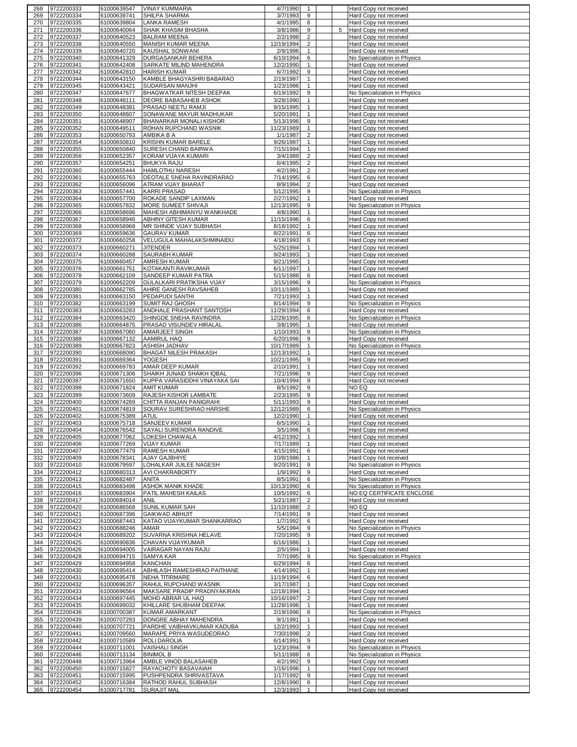| | | | | | | | | |
|---|---|---|---|---|---|---|---|---|
| 268 | 9722200333 | 61000639547 | VINAY KUMMARIA | 4/7/1990 | 1 | | | Hard Copy not received |
| 269 | 9722200334 | 61000639741 | SHILPA SHARMA | 3/7/1993 | 9 | | | Hard Copy not received |
| 270 | 9722200335 | 61000639804 | LANKA RAMESH | 4/1/1995 | 6 | | | Hard Copy not received |
| 271 | 9722200336 | 61000640064 | SHAIK KHASIM BHASHA | 3/8/1986 | 9 | | 5 | Hard Copy not received |
| 272 | 9722200337 | 61000640523 | BALRAM MEENA | 2/2/1998 | 2 | | | Hard Copy not received |
| 273 | 9722200338 | 61000640550 | MANISH KUMAR MEENA | 12/19/1994 | 2 | | | Hard Copy not received |
| 274 | 9722200339 | 61000640720 | KAUSHAL SONWANI | 2/9/1996 | 1 | | | Hard Copy not received |
| 275 | 9722200340 | 61000641329 | DURGASANKAR BEHERA | 6/10/1994 | 6 | | | No Specialization in Physics |
| 276 | 9722200341 | 61000642408 | SARKATE MILIND MAHENDRA | 12/2/1990 | 1 | | | Hard Copy not received |
| 277 | 9722200342 | 61000642810 | HARISH KUMAR | 6/7/1992 | 9 | | | Hard Copy not received |
| 278 | 9722200344 | 61000643150 | KAMBLE BHAGYASHRI BABARAO | 2/19/1987 | 1 | | | Hard Copy not received |
| 279 | 9722200345 | 61000643421 | SUDARSAN MANJHI | 1/23/1986 | 1 | | | Hard Copy not received |
| 280 | 9722200347 | 61000647677 | BHAGWATKAR NITESH DEEPAK | 6/19/1992 | 9 | | | No Specialization in Physics |
| 281 | 9722200348 | 61000648111 | DEORE BABASAHEB ASHOK | 3/28/1990 | 1 | | | Hard Copy not received |
| 282 | 9722200349 | 61000648381 | PRASAD NEETU RAMJI | 9/15/1995 | 1 | | | Hard Copy not received |
| 283 | 9722200350 | 61000648607 | SONAWANE MAYUR MADHUKAR | 5/20/1991 | 1 | | | Hard Copy not received |
| 284 | 9722200351 | 61000648907 | BHANARKAR MONALI KISHOR | 5/13/1996 | 9 | | | Hard Copy not received |
| 285 | 9722200352 | 61000649511 | ROHAN RUPCHAND WASNIK | 11/23/1989 | 1 | | | Hard Copy not received |
| 286 | 9722200353 | 61000650793 | AMBIKA B A | 1/1/1987 | 2 | | | Hard Copy not received |
| 287 | 9722200354 | 61000650810 | KRISHN KUMAR BARELE | 9/26/1987 | 1 | | | Hard Copy not received |
| 288 | 9722200355 | 61000650840 | SURESH CHAND BAIRWA | 7/15/1994 | 1 | | | Hard Copy not received |
| 289 | 9722200356 | 61000652357 | KORAM VIJAYA KUMARI | 3/4/1989 | 2 | | | Hard Copy not received |
| 290 | 9722200357 | 61000654251 | BHUKYA RAJU | 6/4/1995 | 2 | | | Hard Copy not received |
| 291 | 9722200360 | 61000655444 | HAMLOTHU NARESH | 4/2/1991 | 2 | | | Hard Copy not received |
| 292 | 9722200361 | 61000655763 | DEOTALE SNEHA RAVINDRARAO | 7/14/1995 | 6 | | | Hard Copy not received |
| 293 | 9722200362 | 61000656096 | ATRAM VIJAY BHARAT | 8/9/1994 | 2 | | | Hard Copy not received |
| 294 | 9722200363 | 61000657441 | KARRI PRASAD | 5/12/1995 | 9 | | | No Specialization in Physics |
| 295 | 9722200364 | 61000657700 | ROKADE SANDIP LAXMAN | 2/27/1992 | 1 | | | Hard Copy not received |
| 296 | 9722200365 | 61000657832 | MORE SUMEET SHIVAJI | 12/13/1995 | 9 | | | No Specialization in Physics |
| 297 | 9722200366 | 61000658696 | MAHESH ABHIMANYU WANKHADE | 4/8/1990 | 1 | | | Hard Copy not received |
| 298 | 9722200367 | 61000658946 | ABHINY GITESH KUMAR | 11/15/1996 | 6 | | | Hard Copy not received |
| 299 | 9722200368 | 61000658968 | MR SHINDE VIJAY SUBHASH | 8/18/1992 | 1 | | | Hard Copy not received |
| 300 | 9722200369 | 61000659636 | GAURAV KUMAR | 8/22/1991 | 6 | | | Hard Copy not received |
| 301 | 9722200372 | 61000660258 | VELUGULA MAHALAKSHMINAIDU | 4/18/1993 | 6 | | | Hard Copy not received |
| 302 | 9722200373 | 61000660271 | JITENDER | 5/25/1994 | 1 | | | Hard Copy not received |
| 303 | 9722200374 | 61000660288 | SAURABH KUMAR | 9/24/1993 | 1 | | | Hard Copy not received |
| 304 | 9722200375 | 61000660457 | AMRESH KUMAR | 9/21/1995 | 1 | | | Hard Copy not received |
| 305 | 9722200376 | 61000661751 | KOTAKANTI RAVIKUMAR | 6/11/1997 | 1 | | | Hard Copy not received |
| 306 | 9722200378 | 61000662109 | SANDEEP KUMAR PATRA | 5/15/1988 | 6 | | | Hard Copy not received |
| 307 | 9722200379 | 61000662209 | GULALKARI PRATIKSHA VIJAY | 3/15/1996 | 9 | | | No Specialization in Physics |
| 308 | 9722200380 | 61000662785 | AHIRE GANESH RAVSAHEB | 10/11/1989 | 1 | | | Hard Copy not received |
| 309 | 9722200381 | 61000663150 | PEDAPUDI SANTHI | 7/21/1993 | 1 | | | Hard Copy not received |
| 310 | 9722200382 | 61000663199 | SUMIT RAJ GHOSH | 8/14/1994 | 9 | | | No Specialization in Physics |
| 311 | 9722200383 | 61000663283 | ANDHALE PRASHANT SANTOSH | 11/29/1994 | 6 | | | Hard Copy not received |
| 312 | 9722200384 | 61000663420 | SHINGDE SNEHA RAVINDRA | 12/28/1995 | 6 | | | No Specialization in Physics |
| 313 | 9722200386 | 61000664875 | PRASAD VISUNDEV HIRALAL | 3/8/1995 | 1 | | | Hard Copy not received |
| 314 | 9722200387 | 61000667060 | AMARJEET SINGH | 1/10/1993 | 9 | | | No Specialization in Physics |
| 315 | 9722200388 | 61000667132 | AAMIRUL HAQ | 6/20/1996 | 9 | | | Hard Copy not received |
| 316 | 9722200389 | 61000667823 | ASHISH JADHAV | 10/17/1989 | 1 | | | No Specialization in Physics |
| 317 | 9722200390 | 61000668090 | BHAGAT NILESH PRAKASH | 12/13/1992 | 1 | | | Hard Copy not received |
| 318 | 9722200391 | 61000669364 | YOGESH | 10/21/1995 | 9 | | | Hard Copy not received |
| 319 | 9722200392 | 61000669783 | AMAR DEEP KUMAR | 2/10/1991 | 1 | | | Hard Copy not received |
| 320 | 9722200396 | 61000671306 | SHAIKH JUNAID SHAIKH IQBAL | 7/21/1996 | 9 | | | Hard Copy not received |
| 321 | 9722200397 | 61000671650 | KUPPA VARASIDDHI VINAYAKA SAI | 10/4/1994 | 9 | | | Hard Copy not received |
| 322 | 9722200398 | 61000671824 | AMIT KUMAR | 8/5/1992 | 9 | | | NO EQ |
| 323 | 9722200399 | 61000673609 | RAJESH KISHOR LAMBATE | 2/23/1995 | 9 | | | Hard Copy not received |
| 324 | 9722200400 | 61000674269 | CHITTA RANJAN PANIGRAHI | 5/11/1993 | 9 | | | Hard Copy not received |
| 325 | 9722200401 | 61000674819 | SOURAV SURESHRAO HARSHE | 12/12/1989 | 6 | | | No Specialization in Physics |
| 326 | 9722200402 | 61000675389 | ATUL | 12/2/1990 | 1 | | | Hard Copy not received |
| 327 | 9722200403 | 61000675718 | SANJEEV KUMAR | 6/5/1990 | 1 | | | Hard Copy not received |
| 328 | 9722200404 | 61000676542 | SAYALI SURENDRA RANDIVE | 3/5/1996 | 6 | | | Hard Copy not received |
| 329 | 9722200405 | 61000677062 | LOKESH CHAWALA | 4/12/1992 | 1 | | | Hard Copy not received |
| 330 | 9722200406 | 61000677269 | VIJAY KUMAR | 7/17/1989 | 1 | | | Hard Copy not received |
| 331 | 9722200407 | 61000677479 | RAMESH KUMAR | 4/15/1991 | 6 | | | Hard Copy not received |
| 332 | 9722200409 | 61000678341 | AJAY GAJBHIYE | 10/8/1986 | 1 | | | Hard Copy not received |
| 333 | 9722200410 | 61000679597 | LOHALKAR JUILEE NAGESH | 9/20/1991 | 9 | | | No Specialization in Physics |
| 334 | 9722200412 | 61000680313 | AVI CHAKRABORTY | 1/9/1992 | 9 | | | Hard Copy not received |
| 335 | 9722200413 | 61000682487 | ANITA | 8/5/1991 | 6 | | | No Specialization in Physics |
| 336 | 9722200415 | 61000683498 | ASHOK MANIK KHADE | 10/13/1990 | 6 | | | No Specialization in Physics |
| 337 | 9722200416 | 61000683904 | PATIL MAHESH KAILAS | 10/5/1992 | 6 | | | NO EQ CERTIFICATE ENCLOSE |
| 338 | 9722200417 | 61000684014 | ANIL | 5/21/1987 | 2 | | | Hard Copy not received |
| 339 | 9722200420 | 61000686568 | SUNIL KUMAR SAH | 11/10/1988 | 2 | | | NO EQ |
| 340 | 9722200421 | 61000687396 | GAIKWAD ABHIJIT | 7/14/1991 | 9 | | | Hard Copy not received |
| 341 | 9722200422 | 61000687443 | KATAO VIJAYKUMAR SHANKARRAO | 1/7/1992 | 6 | | | Hard Copy not received |
| 342 | 9722200423 | 61000688246 | AMAR | 5/5/1994 | 9 | | | No Specialization in Physics |
| 343 | 9722200424 | 61000689202 | SUVARNA KRISHNA HELAVE | 7/20/1995 | 9 | | | Hard Copy not received |
| 344 | 9722200425 | 61000690836 | CHAVAN VIJAYKUMAR | 6/16/1986 | 1 | | | Hard Copy not received |
| 345 | 9722200426 | 61000694005 | VAIRAGAR NAYAN RAJU | 2/5/1994 | 1 | | | Hard Copy not received |
| 346 | 9722200428 | 61000694715 | SAMYA KAR | 7/7/1995 | 9 | | | No Specialization in Physics |
| 347 | 9722200429 | 61000694958 | KANCHAN | 6/29/1994 | 6 | | | Hard Copy not received |
| 348 | 9722200430 | 61000695414 | ABHILASH RAMESHRAO PAITHANE | 4/14/1992 | 1 | | | Hard Copy not received |
| 349 | 9722200431 | 61000695478 | NEHA TITIRMARE | 11/19/1994 | 6 | | | Hard Copy not received |
| 350 | 9722200432 | 61000696357 | RAHUL RUPCHAND WASNIK | 3/17/1987 | 1 | | | Hard Copy not received |
| 351 | 9722200433 | 61000696564 | MAKSARE PRADIP PRADNYAKIRAN | 12/18/1994 | 1 | | | Hard Copy not received |
| 352 | 9722200434 | 61000697445 | MOHD ABRAR UL HAQ | 10/16/1997 | 2 | | | Hard Copy not received |
| 353 | 9722200435 | 61000699032 | KHILLARE SHUBHAM DEEPAK | 11/28/1996 | 1 | | | Hard Copy not received |
| 354 | 9722200436 | 61000700387 | KUMAR AMARKANT | 2/19/1996 | 6 | | | No Specialization in Physics |
| 355 | 9722200439 | 61000707293 | DONGRE ABHAY MAHENDRA | 9/1/1991 | 1 | | | Hard Copy not received |
| 356 | 9722200440 | 61000707721 | PARDHE VAIBHAVKUMAR KADUBA | 12/2/1993 | 1 | | | Hard Copy not received |
| 357 | 9722200441 | 61000709560 | MARAPE PRIYA WASUDEORAO | 7/30/1998 | 2 | | | Hard Copy not received |
| 358 | 9722200442 | 61000710589 | ROLI DAROLIA | 6/14/1991 | 9 | | | Hard Copy not received |
| 359 | 9722200444 | 61000711001 | VAISHALI SINGH | 1/23/1994 | 9 | | | No Specialization in Physics |
| 360 | 9722200446 | 61000713134 | BINIMOL B | 5/11/1988 | 6 | | | No Specialization in Physics |
| 361 | 9722200448 | 61000713964 | AMBLE VINOD BALASAHEB | 4/2/1992 | 9 | | | Hard Copy not received |
| 362 | 9722200450 | 61000715827 | RAYACHOTY BASAVAIAH | 1/16/1996 | 1 | | | Hard Copy not received |
| 363 | 9722200451 | 61000715995 | PUSHPENDRA SHRIVASTAVA | 1/17/1992 | 9 | | | Hard Copy not received |
| 364 | 9722200452 | 61000716384 | RATHOD RAHUL SUBHASH | 12/8/1990 | 6 | | | Hard Copy not received |
| 365 | 9722200454 | 61000717781 | SURAJIT MAL | 12/3/1993 | 1 | | | Hard Copy not received |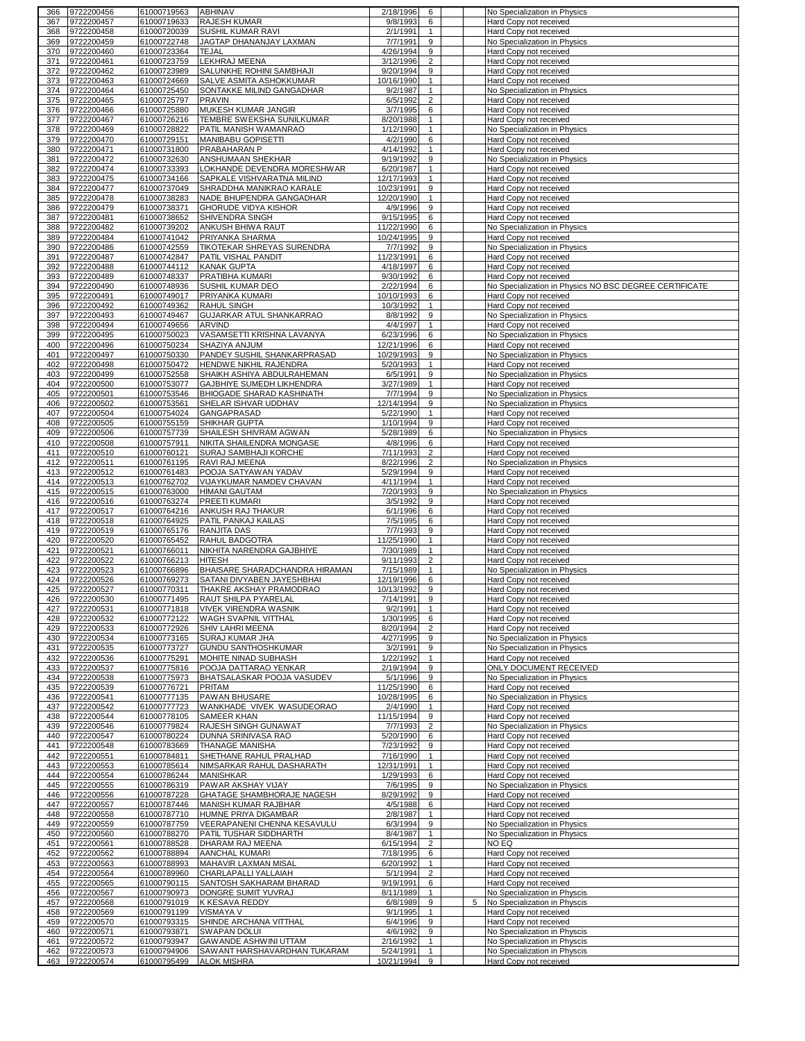| | | | | | | | | |
|---|---|---|---|---|---|---|---|---|
| 366 | 9722200456 | 61000719563 | ABHINAV | 2/18/1996 | 6 | | | No Specialization in Physics |
| 367 | 9722200457 | 61000719633 | RAJESH KUMAR | 9/8/1993 | 6 | | | Hard Copy not received |
| 368 | 9722200458 | 61000720039 | SUSHIL KUMAR RAVI | 2/1/1991 | 1 | | | Hard Copy not received |
| 369 | 9722200459 | 61000722748 | JAGTAP DHANANJAY LAXMAN | 7/7/1991 | 9 | | | No Specialization in Physics |
| 370 | 9722200460 | 61000723364 | TEJAL | 4/26/1994 | 9 | | | Hard Copy not received |
| 371 | 9722200461 | 61000723759 | LEKHRAJ MEENA | 3/12/1996 | 2 | | | Hard Copy not received |
| 372 | 9722200462 | 61000723989 | SALUNKHE ROHINI SAMBHAJI | 9/20/1994 | 9 | | | Hard Copy not received |
| 373 | 9722200463 | 61000724669 | SALVE ASMITA ASHOKKUMAR | 10/16/1990 | 1 | | | Hard Copy not received |
| 374 | 9722200464 | 61000725450 | SONTAKKE MILIND GANGADHAR | 9/2/1987 | 1 | | | No Specialization in Physics |
| 375 | 9722200465 | 61000725797 | PRAVIN | 6/5/1992 | 2 | | | Hard Copy not received |
| 376 | 9722200466 | 61000725880 | MUKESH KUMAR JANGIR | 3/7/1995 | 6 | | | Hard Copy not received |
| 377 | 9722200467 | 61000726216 | TEMBRE SWEKSHA SUNILKUMAR | 8/20/1988 | 1 | | | Hard Copy not received |
| 378 | 9722200469 | 61000728822 | PATIL MANISH WAMANRAO | 1/12/1990 | 1 | | | No Specialization in Physics |
| 379 | 9722200470 | 61000729151 | MANIBABU GOPISETTI | 4/2/1990 | 6 | | | Hard Copy not received |
| 380 | 9722200471 | 61000731800 | PRABAHARAN P | 4/14/1992 | 1 | | | Hard Copy not received |
| 381 | 9722200472 | 61000732630 | ANSHUMAAN SHEKHAR | 9/19/1992 | 9 | | | No Specialization in Physics |
| 382 | 9722200474 | 61000733393 | LOKHANDE DEVENDRA MORESHWAR | 6/20/1987 | 1 | | | Hard Copy not received |
| 383 | 9722200475 | 61000734166 | SAPKALE VISHVARATNA MILIND | 12/17/1993 | 1 | | | Hard Copy not received |
| 384 | 9722200477 | 61000737049 | SHRADDHA MANIKRAO KARALE | 10/23/1991 | 9 | | | Hard Copy not received |
| 385 | 9722200478 | 61000738283 | NADE BHUPENDRA GANGADHAR | 12/20/1990 | 1 | | | Hard Copy not received |
| 386 | 9722200479 | 61000738371 | GHORUDE VIDYA KISHOR | 4/9/1996 | 9 | | | Hard Copy not received |
| 387 | 9722200481 | 61000738652 | SHIVENDRA SINGH | 9/15/1995 | 6 | | | Hard Copy not received |
| 388 | 9722200482 | 61000739202 | ANKUSH BHIWA RAUT | 11/22/1990 | 6 | | | No Specialization in Physics |
| 389 | 9722200484 | 61000741042 | PRIYANKA SHARMA | 10/24/1995 | 9 | | | Hard Copy not received |
| 390 | 9722200486 | 61000742559 | TIKOTEKAR SHREYAS SURENDRA | 7/7/1992 | 9 | | | No Specialization in Physics |
| 391 | 9722200487 | 61000742847 | PATIL VISHAL PANDIT | 11/23/1991 | 6 | | | Hard Copy not received |
| 392 | 9722200488 | 61000744112 | KANAK GUPTA | 4/18/1997 | 6 | | | Hard Copy not received |
| 393 | 9722200489 | 61000748337 | PRATIBHA KUMARI | 9/30/1992 | 6 | | | Hard Copy not received |
| 394 | 9722200490 | 61000748936 | SUSHIL KUMAR DEO | 2/22/1994 | 6 | | | No Specialization in Physics NO BSC DEGREE CERTIFICATE |
| 395 | 9722200491 | 61000749017 | PRIYANKA KUMARI | 10/10/1993 | 6 | | | Hard Copy not received |
| 396 | 9722200492 | 61000749362 | RAHUL SINGH | 10/3/1992 | 1 | | | Hard Copy not received |
| 397 | 9722200493 | 61000749467 | GUJARKAR ATUL SHANKARRAO | 8/8/1992 | 9 | | | No Specialization in Physics |
| 398 | 9722200494 | 61000749656 | ARVIND | 4/4/1997 | 1 | | | Hard Copy not received |
| 399 | 9722200495 | 61000750023 | VASAMSETTI KRISHNA LAVANYA | 6/23/1996 | 6 | | | No Specialization in Physics |
| 400 | 9722200496 | 61000750234 | SHAZIYA ANJUM | 12/21/1996 | 6 | | | Hard Copy not received |
| 401 | 9722200497 | 61000750330 | PANDEY SUSHIL SHANKARPRASAD | 10/29/1993 | 9 | | | No Specialization in Physics |
| 402 | 9722200498 | 61000750472 | HENDWE NIKHIL RAJENDRA | 5/20/1993 | 1 | | | Hard Copy not received |
| 403 | 9722200499 | 61000752558 | SHAIKH ASHIYA ABDULRAHEMAN | 6/5/1991 | 9 | | | No Specialization in Physics |
| 404 | 9722200500 | 61000753077 | GAJBHIYE SUMEDH LIKHENDRA | 3/27/1989 | 1 | | | Hard Copy not received |
| 405 | 9722200501 | 61000753546 | BHIOGADE SHARAD KASHINATH | 7/7/1994 | 9 | | | No Specialization in Physics |
| 406 | 9722200502 | 61000753561 | SHELAR ISHVAR UDDHAV | 12/14/1994 | 9 | | | No Specialization in Physics |
| 407 | 9722200504 | 61000754024 | GANGAPRASAD | 5/22/1990 | 1 | | | Hard Copy not received |
| 408 | 9722200505 | 61000755159 | SHIKHAR GUPTA | 1/10/1994 | 9 | | | Hard Copy not received |
| 409 | 9722200506 | 61000757739 | SHAILESH SHIVRAM AGWAN | 5/28/1989 | 6 | | | No Specialization in Physics |
| 410 | 9722200508 | 61000757911 | NIKITA SHAILENDRA MONGASE | 4/8/1996 | 6 | | | Hard Copy not received |
| 411 | 9722200510 | 61000760121 | SURAJ SAMBHAJI KORCHE | 7/11/1993 | 2 | | | Hard Copy not received |
| 412 | 9722200511 | 61000761195 | RAVI RAJ MEENA | 8/22/1996 | 2 | | | No Specialization in Physics |
| 413 | 9722200512 | 61000761483 | POOJA SATYAWAN YADAV | 5/29/1994 | 9 | | | Hard Copy not received |
| 414 | 9722200513 | 61000762702 | VIJAYKUMAR NAMDEV CHAVAN | 4/11/1994 | 1 | | | Hard Copy not received |
| 415 | 9722200515 | 61000763000 | HIMANI GAUTAM | 7/20/1993 | 9 | | | No Specialization in Physics |
| 416 | 9722200516 | 61000763274 | PREETI KUMARI | 3/5/1992 | 9 | | | Hard Copy not received |
| 417 | 9722200517 | 61000764216 | ANKUSH RAJ THAKUR | 6/1/1996 | 6 | | | Hard Copy not received |
| 418 | 9722200518 | 61000764925 | PATIL PANKAJ KAILAS | 7/5/1995 | 6 | | | Hard Copy not received |
| 419 | 9722200519 | 61000765176 | RANJITA DAS | 7/7/1993 | 9 | | | Hard Copy not received |
| 420 | 9722200520 | 61000765452 | RAHUL BADGOTRA | 11/25/1990 | 1 | | | Hard Copy not received |
| 421 | 9722200521 | 61000766011 | NIKHITA NARENDRA GAJBHIYE | 7/30/1989 | 1 | | | Hard Copy not received |
| 422 | 9722200522 | 61000766213 | HITESH | 9/11/1993 | 2 | | | Hard Copy not received |
| 423 | 9722200523 | 61000766896 | BHAISARE SHARADCHANDRA HIRAMAN | 7/15/1989 | 1 | | | No Specialization in Physics |
| 424 | 9722200526 | 61000769273 | SATANI DIVYABEN JAYESHBHAI | 12/19/1996 | 6 | | | Hard Copy not received |
| 425 | 9722200527 | 61000770311 | THAKRE AKSHAY PRAMODRAO | 10/13/1992 | 9 | | | Hard Copy not received |
| 426 | 9722200530 | 61000771495 | RAUT SHILPA PYARELAL | 7/14/1991 | 9 | | | Hard Copy not received |
| 427 | 9722200531 | 61000771818 | VIVEK VIRENDRA WASNIK | 9/2/1991 | 1 | | | Hard Copy not received |
| 428 | 9722200532 | 61000772122 | WAGH SVAPNIL VITTHAL | 1/30/1995 | 6 | | | Hard Copy not received |
| 429 | 9722200533 | 61000772926 | SHIV LAHRI MEENA | 8/20/1994 | 2 | | | Hard Copy not received |
| 430 | 9722200534 | 61000773165 | SURAJ KUMAR JHA | 4/27/1995 | 9 | | | No Specialization in Physics |
| 431 | 9722200535 | 61000773727 | GUNDU SANTHOSHKUMAR | 3/2/1991 | 9 | | | No Specialization in Physics |
| 432 | 9722200536 | 61000775291 | MOHITE NINAD SUBHASH | 1/22/1992 | 1 | | | Hard Copy not received |
| 433 | 9722200537 | 61000775816 | POOJA DATTARAO YENKAR | 2/19/1994 | 9 | | | ONLY DOCUMENT RECEIVED |
| 434 | 9722200538 | 61000775973 | BHATSALASKAR POOJA VASUDEV | 5/1/1996 | 9 | | | No Specialization in Physics |
| 435 | 9722200539 | 61000776721 | PRITAM | 11/25/1990 | 6 | | | Hard Copy not received |
| 436 | 9722200541 | 61000777135 | PAWAN BHUSARE | 10/28/1995 | 6 | | | No Specialization in Physics |
| 437 | 9722200542 | 61000777723 | WANKHADE VIVEK WASUDEORAO | 2/4/1990 | 1 | | | Hard Copy not received |
| 438 | 9722200544 | 61000778105 | SAMEER KHAN | 11/15/1994 | 9 | | | Hard Copy not received |
| 439 | 9722200546 | 61000779824 | RAJESH SINGH GUNAWAT | 7/7/1993 | 2 | | | No Specialization in Physics |
| 440 | 9722200547 | 61000780224 | DUNNA SRINIVASA RAO | 5/20/1990 | 6 | | | Hard Copy not received |
| 441 | 9722200548 | 61000783669 | THANAGE MANISHA | 7/23/1992 | 9 | | | Hard Copy not received |
| 442 | 9722200551 | 61000784811 | SHETHANE RAHUL PRALHAD | 7/16/1990 | 1 | | | Hard Copy not received |
| 443 | 9722200553 | 61000785614 | NIMSARKAR RAHUL DASHARATH | 12/31/1991 | 1 | | | Hard Copy not received |
| 444 | 9722200554 | 61000786244 | MANISHKAR | 1/29/1993 | 6 | | | Hard Copy not received |
| 445 | 9722200555 | 61000786319 | PAWAR AKSHAY VIJAY | 7/6/1995 | 9 | | | No Specialization in Physics |
| 446 | 9722200556 | 61000787228 | GHATAGE SHAMBHORAJE NAGESH | 8/29/1992 | 9 | | | Hard Copy not received |
| 447 | 9722200557 | 61000787446 | MANISH KUMAR RAJBHAR | 4/5/1988 | 6 | | | Hard Copy not received |
| 448 | 9722200558 | 61000787710 | HUMNE PRIYA DIGAMBAR | 2/8/1987 | 1 | | | Hard Copy not received |
| 449 | 9722200559 | 61000787759 | VEERAPANENI CHENNA KESAVULU | 6/3/1994 | 9 | | | No Specialization in Physics |
| 450 | 9722200560 | 61000788270 | PATIL TUSHAR SIDDHARTH | 8/4/1987 | 1 | | | No Specialization in Physics |
| 451 | 9722200561 | 61000788528 | DHARAM RAJ MEENA | 6/15/1994 | 2 | | | NO EQ |
| 452 | 9722200562 | 61000788894 | AANCHAL KUMARI | 7/18/1995 | 6 | | | Hard Copy not received |
| 453 | 9722200563 | 61000788993 | MAHAVIR LAXMAN MISAL | 6/20/1992 | 1 | | | Hard Copy not received |
| 454 | 9722200564 | 61000789960 | CHARLAPALLI YALLAIAH | 5/1/1994 | 2 | | | Hard Copy not received |
| 455 | 9722200565 | 61000790115 | SANTOSH SAKHARAM BHARAD | 9/19/1991 | 6 | | | Hard Copy not received |
| 456 | 9722200567 | 61000790973 | DONGRE SUMIT YUVRAJ | 8/11/1989 | 1 | | | No Specialization in Physcis |
| 457 | 9722200568 | 61000791019 | K KESAVA REDDY | 6/8/1989 | 9 | | 5 | No Specialization in Physcis |
| 458 | 9722200569 | 61000791199 | VISMAYA V | 9/1/1995 | 1 | | | Hard Copy not received |
| 459 | 9722200570 | 61000793315 | SHINDE ARCHANA VITTHAL | 6/4/1996 | 9 | | | Hard Copy not received |
| 460 | 9722200571 | 61000793871 | SWAPAN DOLUI | 4/6/1992 | 9 | | | No Specialization in Physcis |
| 461 | 9722200572 | 61000793947 | GAWANDE ASHWINI UTTAM | 2/16/1992 | 1 | | | No Specialization in Physcis |
| 462 | 9722200573 | 61000794906 | SAWANT HARSHAVARDHAN TUKARAM | 5/24/1991 | 1 | | | No Specialization in Physcis |
| 463 | 9722200574 | 61000795499 | ALOK MISHRA | 10/21/1994 | 9 | | | Hard Copy not received |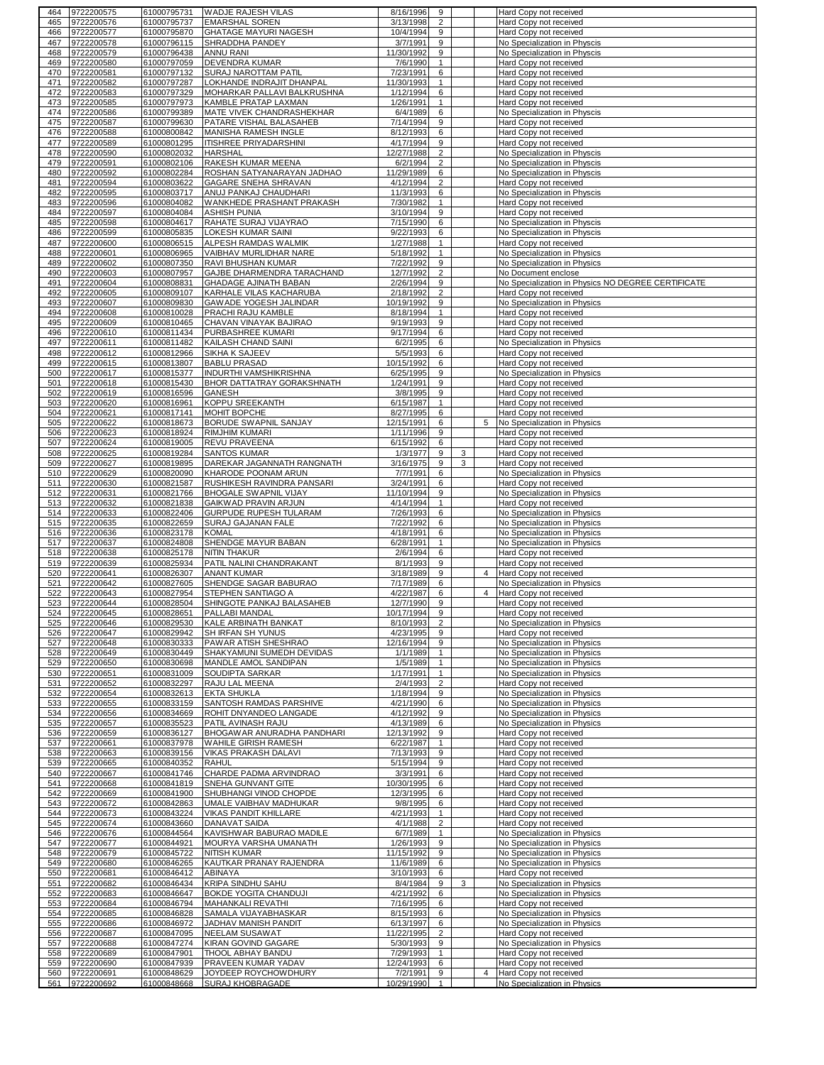| | | | | | | | | |
|---|---|---|---|---|---|---|---|---|
| 464 | 9722200575 | 61000795731 | WADJE RAJESH VILAS | 8/16/1996 | 9 | | | Hard Copy not received |
| 465 | 9722200576 | 61000795737 | EMARSHAL SOREN | 3/13/1998 | 2 | | | Hard Copy not received |
| 466 | 9722200577 | 61000795870 | GHATAGE MAYURI NAGESH | 10/4/1994 | 9 | | | Hard Copy not received |
| 467 | 9722200578 | 61000796115 | SHRADDHA PANDEY | 3/7/1991 | 9 | | | No Specialization in Physcis |
| 468 | 9722200579 | 61000796438 | ANNU RANI | 11/30/1992 | 9 | | | No Specialization in Physcis |
| 469 | 9722200580 | 61000797059 | DEVENDRA KUMAR | 7/6/1990 | 1 | | | Hard Copy not received |
| 470 | 9722200581 | 61000797132 | SURAJ NAROTTAM PATIL | 7/23/1991 | 6 | | | Hard Copy not received |
| 471 | 9722200582 | 61000797287 | LOKHANDE INDRAJIT DHANPAL | 11/30/1993 | 1 | | | Hard Copy not received |
| 472 | 9722200583 | 61000797329 | MOHARKAR PALLAVI BALKRUSHNA | 1/12/1994 | 6 | | | Hard Copy not received |
| 473 | 9722200585 | 61000797973 | KAMBLE PRATAP LAXMAN | 1/26/1991 | 1 | | | Hard Copy not received |
| 474 | 9722200586 | 61000799389 | MATE VIVEK CHANDRASHEKHAR | 6/4/1989 | 6 | | | No Specialization in Physcis |
| 475 | 9722200587 | 61000799630 | PATARE VISHAL BALASAHEB | 7/14/1994 | 9 | | | Hard Copy not received |
| 476 | 9722200588 | 61000800842 | MANISHA RAMESH INGLE | 8/12/1993 | 6 | | | Hard Copy not received |
| 477 | 9722200589 | 61000801295 | ITISHREE PRIYADARSHINI | 4/17/1994 | 9 | | | Hard Copy not received |
| 478 | 9722200590 | 61000802032 | HARSHAL | 12/27/1988 | 2 | | | No Specialization in Physcis |
| 479 | 9722200591 | 61000802106 | RAKESH KUMAR MEENA | 6/2/1994 | 2 | | | No Specialization in Physcis |
| 480 | 9722200592 | 61000802284 | ROSHAN SATYANARAYAN JADHAO | 11/29/1989 | 6 | | | No Specialization in Physcis |
| 481 | 9722200594 | 61000803622 | GAGARE SNEHA SHRAVAN | 4/12/1994 | 2 | | | Hard Copy not received |
| 482 | 9722200595 | 61000803717 | ANUJ PANKAJ CHAUDHARI | 11/3/1993 | 6 | | | No Specialization in Physcis |
| 483 | 9722200596 | 61000804082 | WANKHEDE PRASHANT PRAKASH | 7/30/1982 | 1 | | | Hard Copy not received |
| 484 | 9722200597 | 61000804084 | ASHISH PUNIA | 3/10/1994 | 9 | | | Hard Copy not received |
| 485 | 9722200598 | 61000804617 | RAHATE SURAJ VIJAYRAO | 7/15/1990 | 6 | | | No Specialization in Physcis |
| 486 | 9722200599 | 61000805835 | LOKESH KUMAR SAINI | 9/22/1993 | 6 | | | No Specialization in Physcis |
| 487 | 9722200600 | 61000806515 | ALPESH RAMDAS WALMIK | 1/27/1988 | 1 | | | Hard Copy not received |
| 488 | 9722200601 | 61000806965 | VAIBHAV MURLIDHAR NARE | 5/18/1992 | 1 | | | No Specialization in Physics |
| 489 | 9722200602 | 61000807350 | RAVI BHUSHAN KUMAR | 7/22/1992 | 9 | | | No Specialization in Physics |
| 490 | 9722200603 | 61000807957 | GAJBE DHARMENDRA TARACHAND | 12/7/1992 | 2 | | | No Document enclose |
| 491 | 9722200604 | 61000808831 | GHADAGE AJINATH BABAN | 2/26/1994 | 9 | | | No Specialization in Physics NO DEGREE CERTIFICATE |
| 492 | 9722200605 | 61000809107 | KARHALE VILAS KACHARUBA | 2/18/1992 | 2 | | | Hard Copy not received |
| 493 | 9722200607 | 61000809830 | GAWADE YOGESH JALINDAR | 10/19/1992 | 9 | | | No Specialization in Physics |
| 494 | 9722200608 | 61000810028 | PRACHI RAJU KAMBLE | 8/18/1994 | 1 | | | Hard Copy not received |
| 495 | 9722200609 | 61000810465 | CHAVAN VINAYAK BAJIRAO | 9/19/1993 | 9 | | | Hard Copy not received |
| 496 | 9722200610 | 61000811434 | PURBASHREE KUMARI | 9/17/1994 | 6 | | | Hard Copy not received |
| 497 | 9722200611 | 61000811482 | KAILASH CHAND SAINI | 6/2/1995 | 6 | | | No Specialization in Physics |
| 498 | 9722200612 | 61000812966 | SIKHA K SAJEEV | 5/5/1993 | 6 | | | Hard Copy not received |
| 499 | 9722200615 | 61000813807 | BABLU PRASAD | 10/15/1992 | 6 | | | Hard Copy not received |
| 500 | 9722200617 | 61000815377 | INDURTHI VAMSHIKRISHNA | 6/25/1995 | 9 | | | No Specialization in Physics |
| 501 | 9722200618 | 61000815430 | BHOR DATTATRAY GORAKSHNATH | 1/24/1991 | 9 | | | Hard Copy not received |
| 502 | 9722200619 | 61000816596 | GANESH | 3/8/1995 | 9 | | | Hard Copy not received |
| 503 | 9722200620 | 61000816961 | KOPPU SREEKANTH | 6/15/1987 | 1 | | | Hard Copy not received |
| 504 | 9722200621 | 61000817141 | MOHIT BOPCHE | 8/27/1995 | 6 | | | Hard Copy not received |
| 505 | 9722200622 | 61000818673 | BORUDE SWAPNIL SANJAY | 12/15/1991 | 6 | | 5 | No Specialization in Physics |
| 506 | 9722200623 | 61000818924 | RIMJHIM KUMARI | 1/11/1996 | 9 | | | Hard Copy not received |
| 507 | 9722200624 | 61000819005 | REVU PRAVEENA | 6/15/1992 | 6 | | | Hard Copy not received |
| 508 | 9722200625 | 61000819284 | SANTOS KUMAR | 1/3/1977 | 9 | 3 | | Hard Copy not received |
| 509 | 9722200627 | 61000819895 | DAREKAR JAGANNATH RANGNATH | 3/16/1975 | 9 | 3 | | Hard Copy not received |
| 510 | 9722200629 | 61000820090 | KHARODE POONAM ARUN | 7/7/1991 | 6 | | | No Specialization in Physics |
| 511 | 9722200630 | 61000821587 | RUSHIKESH RAVINDRA PANSARI | 3/24/1991 | 6 | | | Hard Copy not received |
| 512 | 9722200631 | 61000821766 | BHOGALE SWAPNIL VIJAY | 11/10/1994 | 9 | | | No Specialization in Physics |
| 513 | 9722200632 | 61000821838 | GAIKWAD PRAVIN ARJUN | 4/14/1994 | 1 | | | Hard Copy not received |
| 514 | 9722200633 | 61000822406 | GURPUDE RUPESH TULARAM | 7/26/1993 | 6 | | | No Specialization in Physics |
| 515 | 9722200635 | 61000822659 | SURAJ GAJANAN FALE | 7/22/1992 | 6 | | | No Specialization in Physics |
| 516 | 9722200636 | 61000823178 | KOMAL | 4/18/1991 | 6 | | | No Specialization in Physics |
| 517 | 9722200637 | 61000824808 | SHENDGE MAYUR BABAN | 6/28/1991 | 1 | | | No Specialization in Physics |
| 518 | 9722200638 | 61000825178 | NITIN THAKUR | 2/6/1994 | 6 | | | Hard Copy not received |
| 519 | 9722200639 | 61000825934 | PATIL NALINI CHANDRAKANT | 8/1/1993 | 9 | | | Hard Copy not received |
| 520 | 9722200641 | 61000826307 | ANANT KUMAR | 3/18/1989 | 9 | | 4 | Hard Copy not received |
| 521 | 9722200642 | 61000827605 | SHENDGE SAGAR BABURAO | 7/17/1989 | 6 | | | No Specialization in Physics |
| 522 | 9722200643 | 61000827954 | STEPHEN SANTIAGO A | 4/22/1987 | 6 | | 4 | Hard Copy not received |
| 523 | 9722200644 | 61000828504 | SHINGOTE PANKAJ BALASAHEB | 12/7/1990 | 9 | | | Hard Copy not received |
| 524 | 9722200645 | 61000828651 | PALLABI MANDAL | 10/17/1994 | 9 | | | Hard Copy not received |
| 525 | 9722200646 | 61000829530 | KALE ARBINATH BANKAT | 8/10/1993 | 2 | | | No Specialization in Physics |
| 526 | 9722200647 | 61000829942 | SH IRFAN SH YUNUS | 4/23/1995 | 9 | | | Hard Copy not received |
| 527 | 9722200648 | 61000830333 | PAWAR ATISH SHESHRAO | 12/16/1994 | 9 | | | No Specialization in Physics |
| 528 | 9722200649 | 61000830449 | SHAKYAMUNI SUMEDH DEVIDAS | 1/1/1989 | 1 | | | No Specialization in Physics |
| 529 | 9722200650 | 61000830698 | MANDLE AMOL SANDIPAN | 1/5/1989 | 1 | | | No Specialization in Physics |
| 530 | 9722200651 | 61000831009 | SOUDIPTA SARKAR | 1/17/1991 | 1 | | | No Specialization in Physics |
| 531 | 9722200652 | 61000832297 | RAJU LAL MEENA | 2/4/1993 | 2 | | | Hard Copy not received |
| 532 | 9722200654 | 61000832613 | EKTA SHUKLA | 1/18/1994 | 9 | | | No Specialization in Physics |
| 533 | 9722200655 | 61000833159 | SANTOSH RAMDAS PARSHIVE | 4/21/1990 | 6 | | | No Specialization in Physics |
| 534 | 9722200656 | 61000834669 | ROHIT DNYANDEO LANGADE | 4/12/1992 | 9 | | | No Specialization in Physics |
| 535 | 9722200657 | 61000835523 | PATIL AVINASH RAJU | 4/13/1989 | 6 | | | No Specialization in Physics |
| 536 | 9722200659 | 61000836127 | BHOGAWAR ANURADHA PANDHARI | 12/13/1992 | 9 | | | Hard Copy not received |
| 537 | 9722200661 | 61000837978 | WAHILE GIRISH RAMESH | 6/22/1987 | 1 | | | Hard Copy not received |
| 538 | 9722200663 | 61000839156 | VIKAS PRAKASH DALAVI | 7/13/1993 | 9 | | | Hard Copy not received |
| 539 | 9722200665 | 61000840352 | RAHUL | 5/15/1994 | 9 | | | Hard Copy not received |
| 540 | 9722200667 | 61000841746 | CHARDE PADMA ARVINDRAO | 3/3/1991 | 6 | | | Hard Copy not received |
| 541 | 9722200668 | 61000841819 | SNEHA GUNVANT GITE | 10/30/1995 | 6 | | | Hard Copy not received |
| 542 | 9722200669 | 61000841900 | SHUBHANGI VINOD CHOPDE | 12/3/1995 | 6 | | | Hard Copy not received |
| 543 | 9722200672 | 61000842863 | UMALE VAIBHAV MADHUKAR | 9/8/1995 | 6 | | | Hard Copy not received |
| 544 | 9722200673 | 61000843224 | VIKAS PANDIT KHILLARE | 4/21/1993 | 1 | | | Hard Copy not received |
| 545 | 9722200674 | 61000843660 | DANAVAT SAIDA | 4/1/1988 | 2 | | | Hard Copy not received |
| 546 | 9722200676 | 61000844564 | KAVISHWAR BABURAO MADILE | 6/7/1989 | 1 | | | No Specialization in Physics |
| 547 | 9722200677 | 61000844921 | MOURYA VARSHA UMANATH | 1/26/1993 | 9 | | | No Specialization in Physics |
| 548 | 9722200679 | 61000845722 | NITISH KUMAR | 11/15/1992 | 9 | | | No Specialization in Physics |
| 549 | 9722200680 | 61000846265 | KAUTKAR PRANAY RAJENDRA | 11/6/1989 | 6 | | | No Specialization in Physics |
| 550 | 9722200681 | 61000846412 | ABINAYA | 3/10/1993 | 6 | | | Hard Copy not received |
| 551 | 9722200682 | 61000846434 | KRIPA SINDHU SAHU | 8/4/1984 | 9 | 3 | | No Specialization in Physics |
| 552 | 9722200683 | 61000846647 | BOKDE YOGITA CHANDUJI | 4/21/1992 | 6 | | | No Specialization in Physics |
| 553 | 9722200684 | 61000846794 | MAHANKALI REVATHI | 7/16/1995 | 6 | | | Hard Copy not received |
| 554 | 9722200685 | 61000846828 | SAMALA VIJAYABHASKAR | 8/15/1993 | 6 | | | No Specialization in Physics |
| 555 | 9722200686 | 61000846972 | JADHAV MANISH PANDIT | 6/13/1997 | 6 | | | No Specialization in Physics |
| 556 | 9722200687 | 61000847095 | NEELAM SUSAWAT | 11/22/1995 | 2 | | | Hard Copy not received |
| 557 | 9722200688 | 61000847274 | KIRAN GOVIND GAGARE | 5/30/1993 | 9 | | | No Specialization in Physics |
| 558 | 9722200689 | 61000847901 | THOOL ABHAY BANDU | 7/29/1993 | 1 | | | Hard Copy not received |
| 559 | 9722200690 | 61000847939 | PRAVEEN KUMAR YADAV | 12/24/1993 | 6 | | | Hard Copy not received |
| 560 | 9722200691 | 61000848629 | JOYDEEP ROYCHOWDHURY | 7/2/1991 | 9 | | 4 | Hard Copy not received |
| 561 | 9722200692 | 61000848668 | SURAJ KHOBRAGADE | 10/29/1990 | 1 | | | No Specialization in Physics |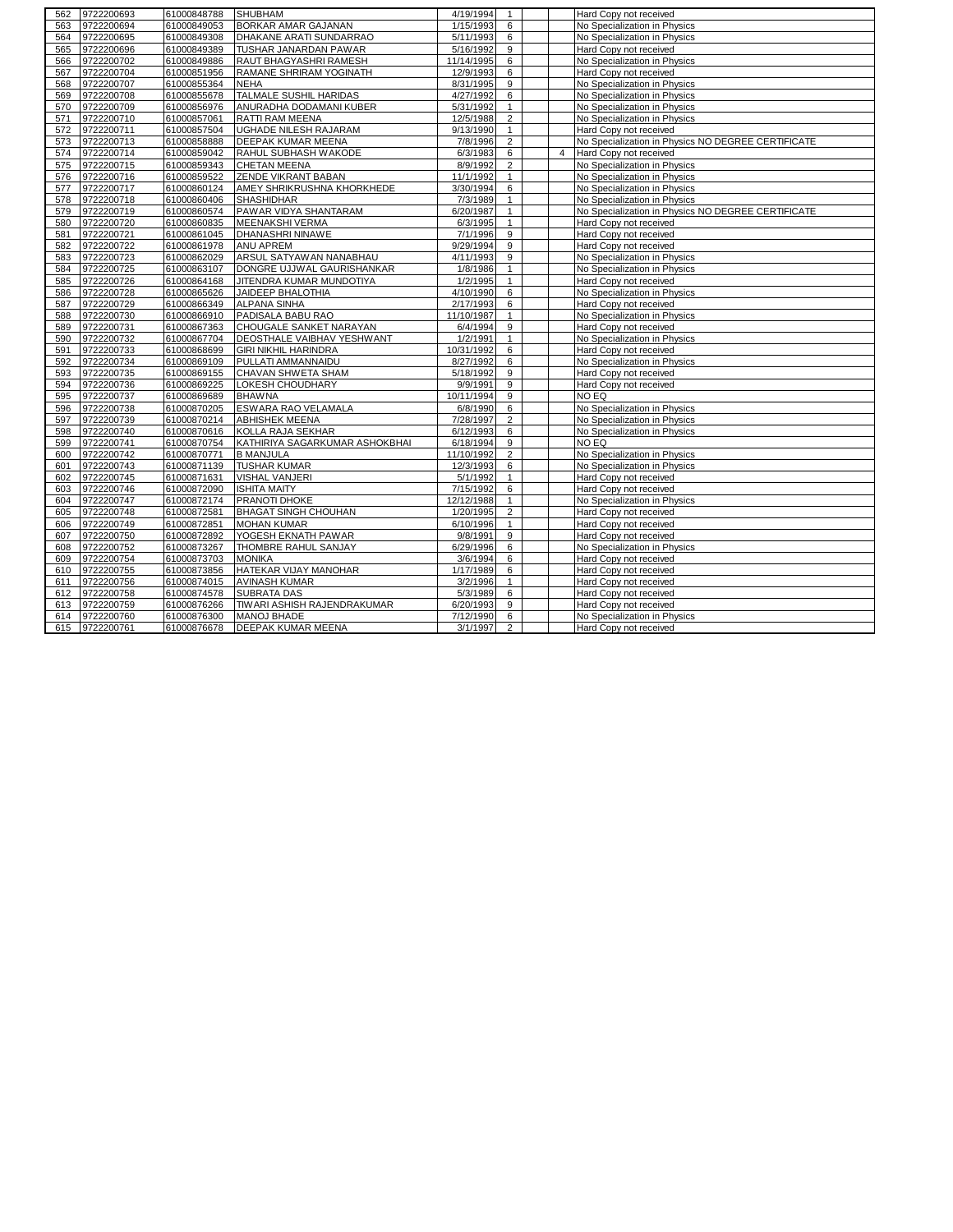| | | | | | | | | |
|---|---|---|---|---|---|---|---|---|
| 562 | 9722200693 | 61000848788 | SHUBHAM | 4/19/1994 | 1 | | | Hard Copy not received |
| 563 | 9722200694 | 61000849053 | BORKAR AMAR GAJANAN | 1/15/1993 | 6 | | | No Specialization in Physics |
| 564 | 9722200695 | 61000849308 | DHAKANE ARATI SUNDARRAO | 5/11/1993 | 6 | | | No Specialization in Physics |
| 565 | 9722200696 | 61000849389 | TUSHAR JANARDAN PAWAR | 5/16/1992 | 9 | | | Hard Copy not received |
| 566 | 9722200702 | 61000849886 | RAUT BHAGYASHRI RAMESH | 11/14/1995 | 6 | | | No Specialization in Physics |
| 567 | 9722200704 | 61000851956 | RAMANE SHRIRAM YOGINATH | 12/9/1993 | 6 | | | Hard Copy not received |
| 568 | 9722200707 | 61000855364 | NEHA | 8/31/1995 | 9 | | | No Specialization in Physics |
| 569 | 9722200708 | 61000855678 | TALMALE SUSHIL HARIDAS | 4/27/1992 | 6 | | | No Specialization in Physics |
| 570 | 9722200709 | 61000856976 | ANURADHA DODAMANI KUBER | 5/31/1992 | 1 | | | No Specialization in Physics |
| 571 | 9722200710 | 61000857061 | RATTI RAM MEENA | 12/5/1988 | 2 | | | No Specialization in Physics |
| 572 | 9722200711 | 61000857504 | UGHADE NILESH RAJARAM | 9/13/1990 | 1 | | | Hard Copy not received |
| 573 | 9722200713 | 61000858888 | DEEPAK KUMAR MEENA | 7/8/1996 | 2 | | | No Specialization in Physics NO DEGREE CERTIFICATE |
| 574 | 9722200714 | 61000859042 | RAHUL SUBHASH WAKODE | 6/3/1983 | 6 | | 4 | Hard Copy not received |
| 575 | 9722200715 | 61000859343 | CHETAN MEENA | 8/9/1992 | 2 | | | No Specialization in Physics |
| 576 | 9722200716 | 61000859522 | ZENDE VIKRANT BABAN | 11/1/1992 | 1 | | | No Specialization in Physics |
| 577 | 9722200717 | 61000860124 | AMEY SHRIKRUSHNA KHORKHEDE | 3/30/1994 | 6 | | | No Specialization in Physics |
| 578 | 9722200718 | 61000860406 | SHASHIDHAR | 7/3/1989 | 1 | | | No Specialization in Physics |
| 579 | 9722200719 | 61000860574 | PAWAR VIDYA SHANTARAM | 6/20/1987 | 1 | | | No Specialization in Physics NO DEGREE CERTIFICATE |
| 580 | 9722200720 | 61000860835 | MEENAKSHI VERMA | 6/3/1995 | 1 | | | Hard Copy not received |
| 581 | 9722200721 | 61000861045 | DHANASHRI NINAWE | 7/1/1996 | 9 | | | Hard Copy not received |
| 582 | 9722200722 | 61000861978 | ANU APREM | 9/29/1994 | 9 | | | Hard Copy not received |
| 583 | 9722200723 | 61000862029 | ARSUL SATYAWAN NANABHAU | 4/11/1993 | 9 | | | No Specialization in Physics |
| 584 | 9722200725 | 61000863107 | DONGRE UJJWAL GAURISHANKAR | 1/8/1986 | 1 | | | No Specialization in Physics |
| 585 | 9722200726 | 61000864168 | JITENDRA KUMAR MUNDOTIYA | 1/2/1995 | 1 | | | Hard Copy not received |
| 586 | 9722200728 | 61000865626 | JAIDEEP BHALOTHIA | 4/10/1990 | 6 | | | No Specialization in Physics |
| 587 | 9722200729 | 61000866349 | ALPANA SINHA | 2/17/1993 | 6 | | | Hard Copy not received |
| 588 | 9722200730 | 61000866910 | PADISALA BABU RAO | 11/10/1987 | 1 | | | No Specialization in Physics |
| 589 | 9722200731 | 61000867363 | CHOUGALE SANKET NARAYAN | 6/4/1994 | 9 | | | Hard Copy not received |
| 590 | 9722200732 | 61000867704 | DEOSTHALE VAIBHAV YESHWANT | 1/2/1991 | 1 | | | No Specialization in Physics |
| 591 | 9722200733 | 61000868699 | GIRI NIKHIL HARINDRA | 10/31/1992 | 6 | | | Hard Copy not received |
| 592 | 9722200734 | 61000869109 | PULLATI AMMANNAIDU | 8/27/1992 | 6 | | | No Specialization in Physics |
| 593 | 9722200735 | 61000869155 | CHAVAN SHWETA SHAM | 5/18/1992 | 9 | | | Hard Copy not received |
| 594 | 9722200736 | 61000869225 | LOKESH CHOUDHARY | 9/9/1991 | 9 | | | Hard Copy not received |
| 595 | 9722200737 | 61000869689 | BHAWNA | 10/11/1994 | 9 | | | NO EQ |
| 596 | 9722200738 | 61000870205 | ESWARA RAO VELAMALA | 6/8/1990 | 6 | | | No Specialization in Physics |
| 597 | 9722200739 | 61000870214 | ABHISHEK MEENA | 7/28/1997 | 2 | | | No Specialization in Physics |
| 598 | 9722200740 | 61000870616 | KOLLA RAJA SEKHAR | 6/12/1993 | 6 | | | No Specialization in Physics |
| 599 | 9722200741 | 61000870754 | KATHIRIYA SAGARKUMAR ASHOKBHAI | 6/18/1994 | 9 | | | NO EQ |
| 600 | 9722200742 | 61000870771 | B MANJULA | 11/10/1992 | 2 | | | No Specialization in Physics |
| 601 | 9722200743 | 61000871139 | TUSHAR KUMAR | 12/3/1993 | 6 | | | No Specialization in Physics |
| 602 | 9722200745 | 61000871631 | VISHAL VANJERI | 5/1/1992 | 1 | | | Hard Copy not received |
| 603 | 9722200746 | 61000872090 | ISHITA MAITY | 7/15/1992 | 6 | | | Hard Copy not received |
| 604 | 9722200747 | 61000872174 | PRANOTI DHOKE | 12/12/1988 | 1 | | | No Specialization in Physics |
| 605 | 9722200748 | 61000872581 | BHAGAT SINGH CHOUHAN | 1/20/1995 | 2 | | | Hard Copy not received |
| 606 | 9722200749 | 61000872851 | MOHAN KUMAR | 6/10/1996 | 1 | | | Hard Copy not received |
| 607 | 9722200750 | 61000872892 | YOGESH EKNATH PAWAR | 9/8/1991 | 9 | | | Hard Copy not received |
| 608 | 9722200752 | 61000873267 | THOMBRE RAHUL SANJAY | 6/29/1996 | 6 | | | No Specialization in Physics |
| 609 | 9722200754 | 61000873703 | MONIKA | 3/6/1994 | 6 | | | Hard Copy not received |
| 610 | 9722200755 | 61000873856 | HATEKAR VIJAY MANOHAR | 1/17/1989 | 6 | | | Hard Copy not received |
| 611 | 9722200756 | 61000874015 | AVINASH KUMAR | 3/2/1996 | 1 | | | Hard Copy not received |
| 612 | 9722200758 | 61000874578 | SUBRATA DAS | 5/3/1989 | 6 | | | Hard Copy not received |
| 613 | 9722200759 | 61000876266 | TIWARI ASHISH RAJENDRAKUMAR | 6/20/1993 | 9 | | | Hard Copy not received |
| 614 | 9722200760 | 61000876300 | MANOJ BHADE | 7/12/1990 | 6 | | | No Specialization in Physics |
| 615 | 9722200761 | 61000876678 | DEEPAK KUMAR MEENA | 3/1/1997 | 2 | | | Hard Copy not received |